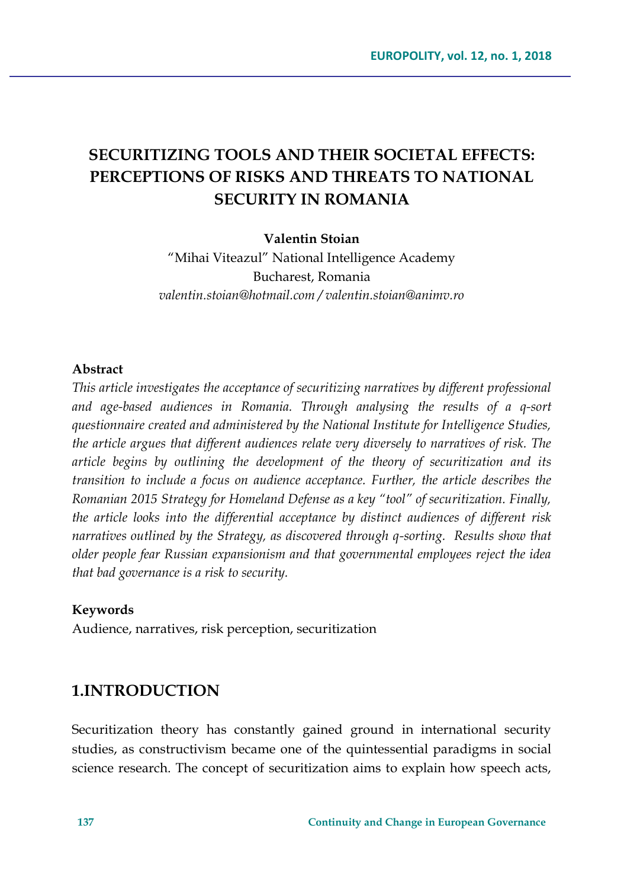# SECURITIZING TOOLS AND THEIR SOCIETAL EFFECTS: PERCEPTIONS OF RISKS AND THREATS TO NATIONAL SECURITY IN ROMANIA

**Valentin Stoian**

"Mihai Viteazul" National Intelligence Academy
Bucharest, Romania
*valentin.stoian@hotmail.com / valentin.stoian@animv.ro*

**Abstract**

*This article investigates the acceptance of securitizing narratives by different professional and age-based audiences in Romania. Through analysing the results of a q-sort questionnaire created and administered by the National Institute for Intelligence Studies, the article argues that different audiences relate very diversely to narratives of risk. The article begins by outlining the development of the theory of securitization and its transition to include a focus on audience acceptance. Further, the article describes the Romanian 2015 Strategy for Homeland Defense as a key "tool" of securitization. Finally, the article looks into the differential acceptance by distinct audiences of different risk narratives outlined by the Strategy, as discovered through q-sorting. Results show that older people fear Russian expansionism and that governmental employees reject the idea that bad governance is a risk to security.*

**Keywords**

Audience, narratives, risk perception, securitization

## 1.INTRODUCTION

Securitization theory has constantly gained ground in international security studies, as constructivism became one of the quintessential paradigms in social science research. The concept of securitization aims to explain how speech acts,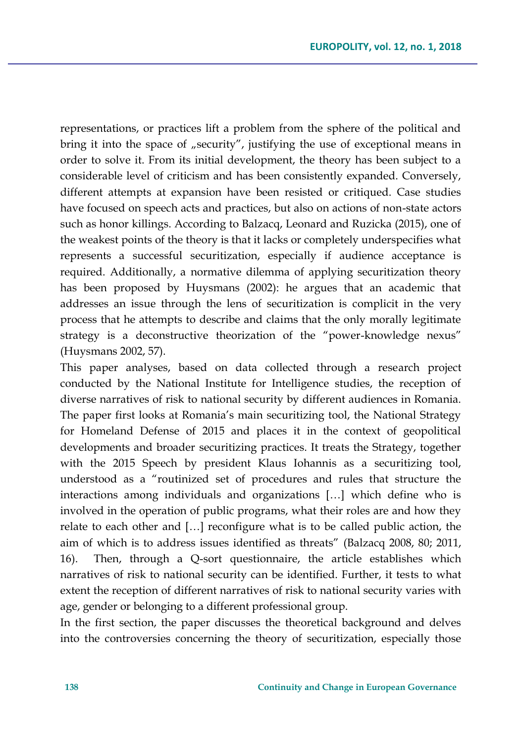representations, or practices lift a problem from the sphere of the political and bring it into the space of „security", justifying the use of exceptional means in order to solve it. From its initial development, the theory has been subject to a considerable level of criticism and has been consistently expanded. Conversely, different attempts at expansion have been resisted or critiqued. Case studies have focused on speech acts and practices, but also on actions of non-state actors such as honor killings. According to Balzacq, Leonard and Ruzicka (2015), one of the weakest points of the theory is that it lacks or completely underspecifies what represents a successful securitization, especially if audience acceptance is required. Additionally, a normative dilemma of applying securitization theory has been proposed by Huysmans (2002): he argues that an academic that addresses an issue through the lens of securitization is complicit in the very process that he attempts to describe and claims that the only morally legitimate strategy is a deconstructive theorization of the "power-knowledge nexus" (Huysmans 2002, 57).

This paper analyses, based on data collected through a research project conducted by the National Institute for Intelligence studies, the reception of diverse narratives of risk to national security by different audiences in Romania. The paper first looks at Romania's main securitizing tool, the National Strategy for Homeland Defense of 2015 and places it in the context of geopolitical developments and broader securitizing practices. It treats the Strategy, together with the 2015 Speech by president Klaus Iohannis as a securitizing tool, understood as a "routinized set of procedures and rules that structure the interactions among individuals and organizations […] which define who is involved in the operation of public programs, what their roles are and how they relate to each other and […] reconfigure what is to be called public action, the aim of which is to address issues identified as threats" (Balzacq 2008, 80; 2011, 16). Then, through a Q-sort questionnaire, the article establishes which narratives of risk to national security can be identified. Further, it tests to what extent the reception of different narratives of risk to national security varies with age, gender or belonging to a different professional group.

In the first section, the paper discusses the theoretical background and delves into the controversies concerning the theory of securitization, especially those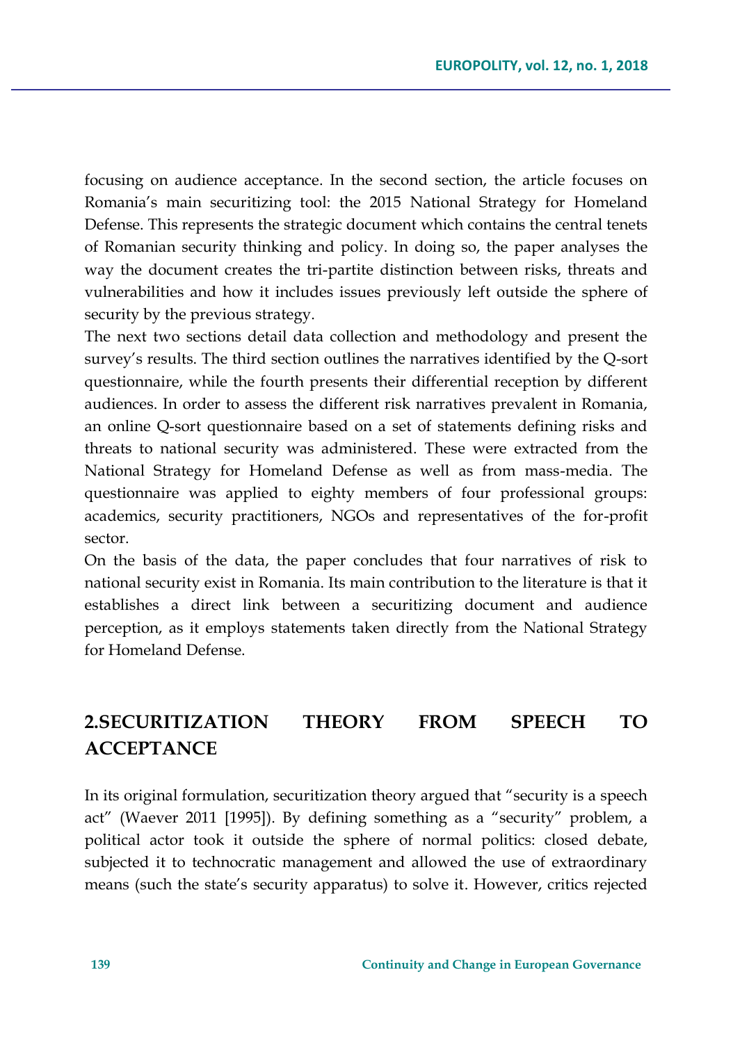focusing on audience acceptance. In the second section, the article focuses on Romania's main securitizing tool: the 2015 National Strategy for Homeland Defense. This represents the strategic document which contains the central tenets of Romanian security thinking and policy. In doing so, the paper analyses the way the document creates the tri-partite distinction between risks, threats and vulnerabilities and how it includes issues previously left outside the sphere of security by the previous strategy.

The next two sections detail data collection and methodology and present the survey's results. The third section outlines the narratives identified by the Q-sort questionnaire, while the fourth presents their differential reception by different audiences. In order to assess the different risk narratives prevalent in Romania, an online Q-sort questionnaire based on a set of statements defining risks and threats to national security was administered. These were extracted from the National Strategy for Homeland Defense as well as from mass-media. The questionnaire was applied to eighty members of four professional groups: academics, security practitioners, NGOs and representatives of the for-profit sector.

On the basis of the data, the paper concludes that four narratives of risk to national security exist in Romania. Its main contribution to the literature is that it establishes a direct link between a securitizing document and audience perception, as it employs statements taken directly from the National Strategy for Homeland Defense.

## 2.SECURITIZATION THEORY FROM SPEECH TO ACCEPTANCE

In its original formulation, securitization theory argued that "security is a speech act" (Waever 2011 [1995]). By defining something as a "security" problem, a political actor took it outside the sphere of normal politics: closed debate, subjected it to technocratic management and allowed the use of extraordinary means (such the state's security apparatus) to solve it. However, critics rejected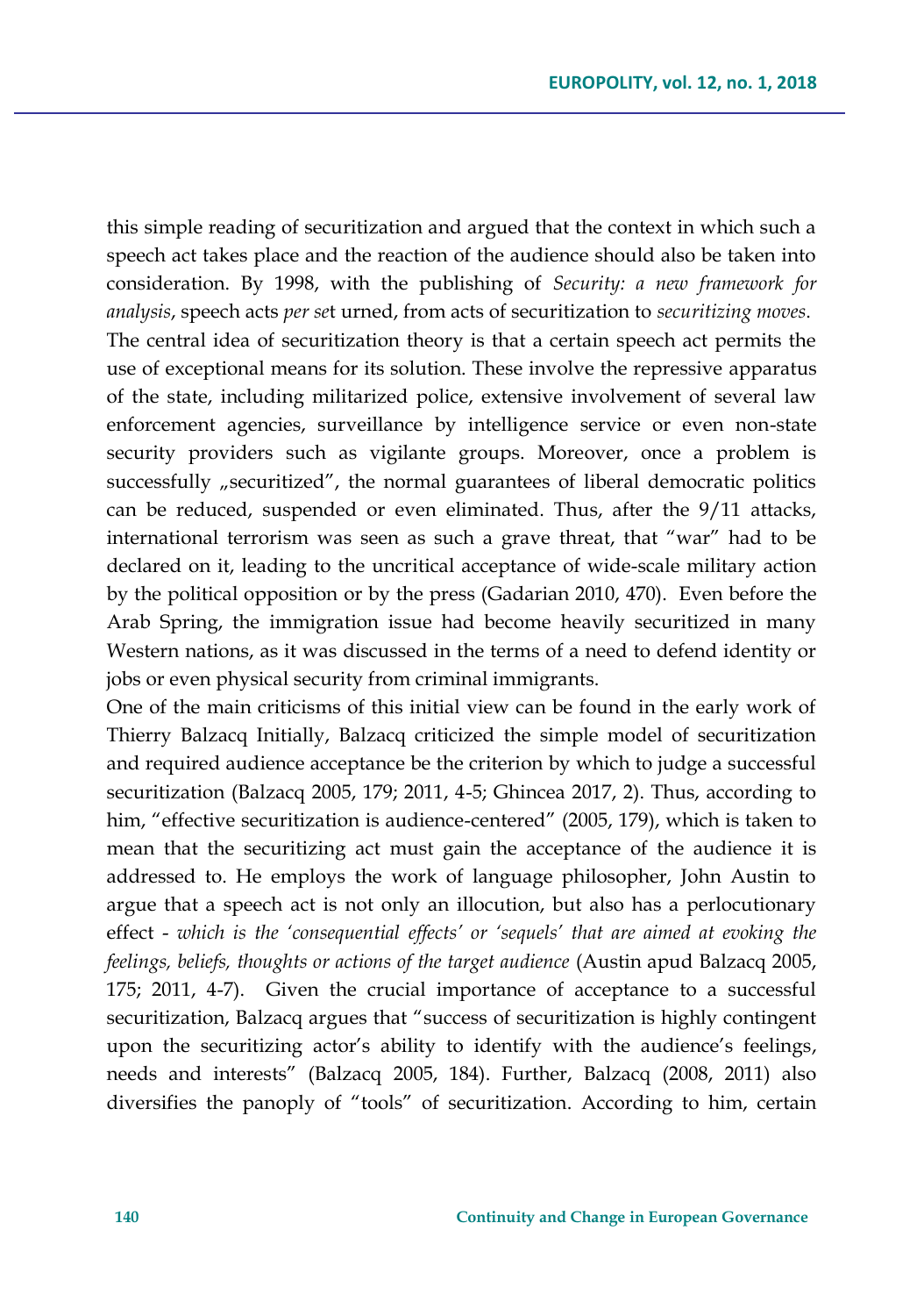this simple reading of securitization and argued that the context in which such a speech act takes place and the reaction of the audience should also be taken into consideration. By 1998, with the publishing of *Security: a new framework for analysis*, speech acts *per se*t urned, from acts of securitization to *securitizing moves*.
The central idea of securitization theory is that a certain speech act permits the use of exceptional means for its solution. These involve the repressive apparatus of the state, including militarized police, extensive involvement of several law enforcement agencies, surveillance by intelligence service or even non-state security providers such as vigilante groups. Moreover, once a problem is successfully „securitized", the normal guarantees of liberal democratic politics can be reduced, suspended or even eliminated. Thus, after the 9/11 attacks, international terrorism was seen as such a grave threat, that "war" had to be declared on it, leading to the uncritical acceptance of wide-scale military action by the political opposition or by the press (Gadarian 2010, 470). Even before the Arab Spring, the immigration issue had become heavily securitized in many Western nations, as it was discussed in the terms of a need to defend identity or jobs or even physical security from criminal immigrants.
One of the main criticisms of this initial view can be found in the early work of Thierry Balzacq Initially, Balzacq criticized the simple model of securitization and required audience acceptance be the criterion by which to judge a successful securitization (Balzacq 2005, 179; 2011, 4-5; Ghincea 2017, 2). Thus, according to him, "effective securitization is audience-centered" (2005, 179), which is taken to mean that the securitizing act must gain the acceptance of the audience it is addressed to. He employs the work of language philosopher, John Austin to argue that a speech act is not only an illocution, but also has a perlocutionary effect - *which is the 'consequential effects' or 'sequels' that are aimed at evoking the feelings, beliefs, thoughts or actions of the target audience* (Austin apud Balzacq 2005, 175; 2011, 4-7). Given the crucial importance of acceptance to a successful securitization, Balzacq argues that "success of securitization is highly contingent upon the securitizing actor's ability to identify with the audience's feelings, needs and interests" (Balzacq 2005, 184). Further, Balzacq (2008, 2011) also diversifies the panoply of "tools" of securitization. According to him, certain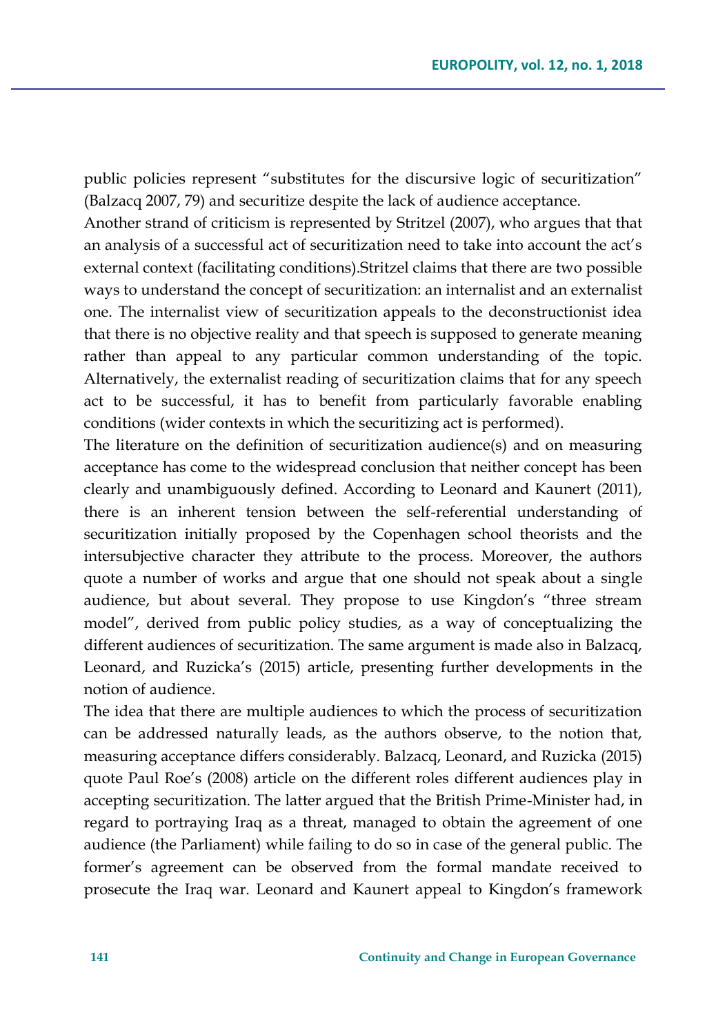public policies represent "substitutes for the discursive logic of securitization" (Balzacq 2007, 79) and securitize despite the lack of audience acceptance.

Another strand of criticism is represented by Stritzel (2007), who argues that that an analysis of a successful act of securitization need to take into account the act's external context (facilitating conditions).Stritzel claims that there are two possible ways to understand the concept of securitization: an internalist and an externalist one. The internalist view of securitization appeals to the deconstructionist idea that there is no objective reality and that speech is supposed to generate meaning rather than appeal to any particular common understanding of the topic. Alternatively, the externalist reading of securitization claims that for any speech act to be successful, it has to benefit from particularly favorable enabling conditions (wider contexts in which the securitizing act is performed).

The literature on the definition of securitization audience(s) and on measuring acceptance has come to the widespread conclusion that neither concept has been clearly and unambiguously defined. According to Leonard and Kaunert (2011), there is an inherent tension between the self-referential understanding of securitization initially proposed by the Copenhagen school theorists and the intersubjective character they attribute to the process. Moreover, the authors quote a number of works and argue that one should not speak about a single audience, but about several. They propose to use Kingdon's "three stream model", derived from public policy studies, as a way of conceptualizing the different audiences of securitization. The same argument is made also in Balzacq, Leonard, and Ruzicka's (2015) article, presenting further developments in the notion of audience.

The idea that there are multiple audiences to which the process of securitization can be addressed naturally leads, as the authors observe, to the notion that, measuring acceptance differs considerably. Balzacq, Leonard, and Ruzicka (2015) quote Paul Roe's (2008) article on the different roles different audiences play in accepting securitization. The latter argued that the British Prime-Minister had, in regard to portraying Iraq as a threat, managed to obtain the agreement of one audience (the Parliament) while failing to do so in case of the general public. The former's agreement can be observed from the formal mandate received to prosecute the Iraq war. Leonard and Kaunert appeal to Kingdon's framework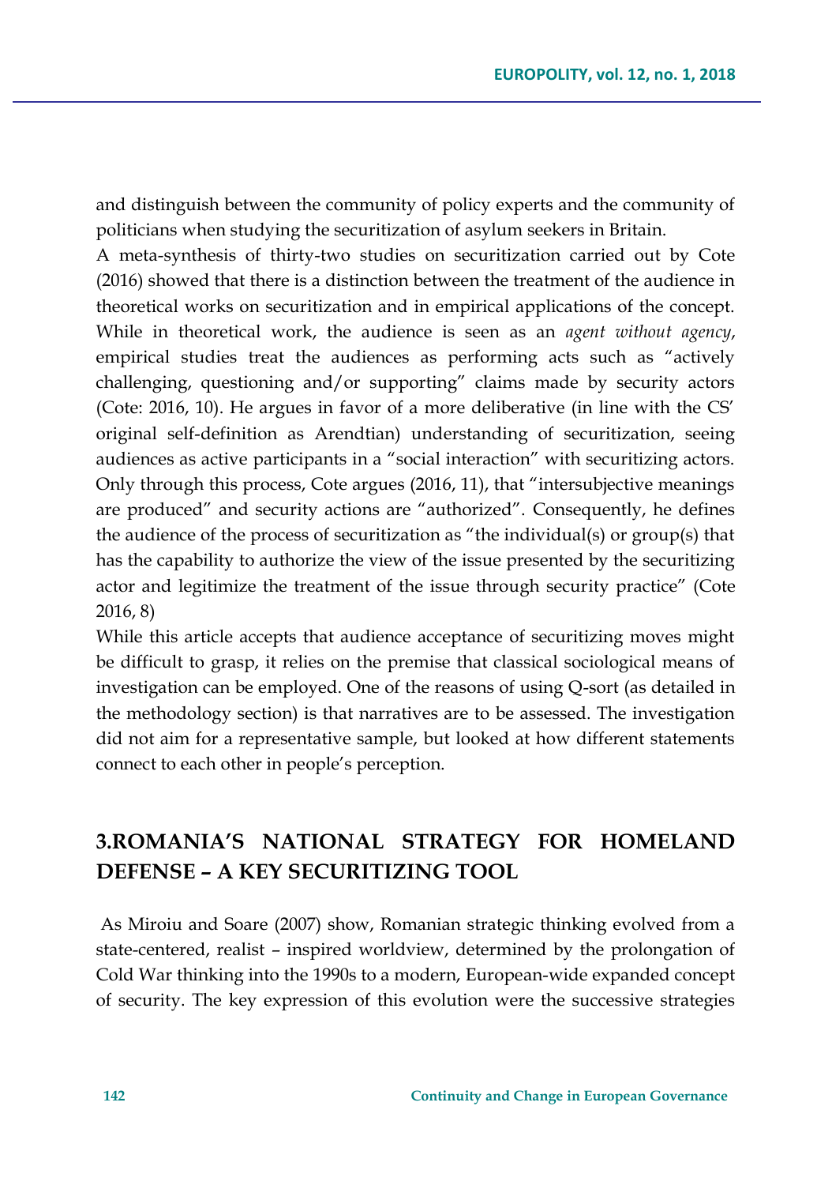and distinguish between the community of policy experts and the community of politicians when studying the securitization of asylum seekers in Britain.

A meta-synthesis of thirty-two studies on securitization carried out by Cote (2016) showed that there is a distinction between the treatment of the audience in theoretical works on securitization and in empirical applications of the concept. While in theoretical work, the audience is seen as an *agent without agency*, empirical studies treat the audiences as performing acts such as "actively challenging, questioning and/or supporting" claims made by security actors (Cote: 2016, 10). He argues in favor of a more deliberative (in line with the CS' original self-definition as Arendtian) understanding of securitization, seeing audiences as active participants in a "social interaction" with securitizing actors. Only through this process, Cote argues (2016, 11), that "intersubjective meanings are produced" and security actions are "authorized". Consequently, he defines the audience of the process of securitization as "the individual(s) or group(s) that has the capability to authorize the view of the issue presented by the securitizing actor and legitimize the treatment of the issue through security practice" (Cote 2016, 8)

While this article accepts that audience acceptance of securitizing moves might be difficult to grasp, it relies on the premise that classical sociological means of investigation can be employed. One of the reasons of using Q-sort (as detailed in the methodology section) is that narratives are to be assessed. The investigation did not aim for a representative sample, but looked at how different statements connect to each other in people's perception.

## 3.ROMANIA'S NATIONAL STRATEGY FOR HOMELAND DEFENSE – A KEY SECURITIZING TOOL

As Miroiu and Soare (2007) show, Romanian strategic thinking evolved from a state-centered, realist – inspired worldview, determined by the prolongation of Cold War thinking into the 1990s to a modern, European-wide expanded concept of security. The key expression of this evolution were the successive strategies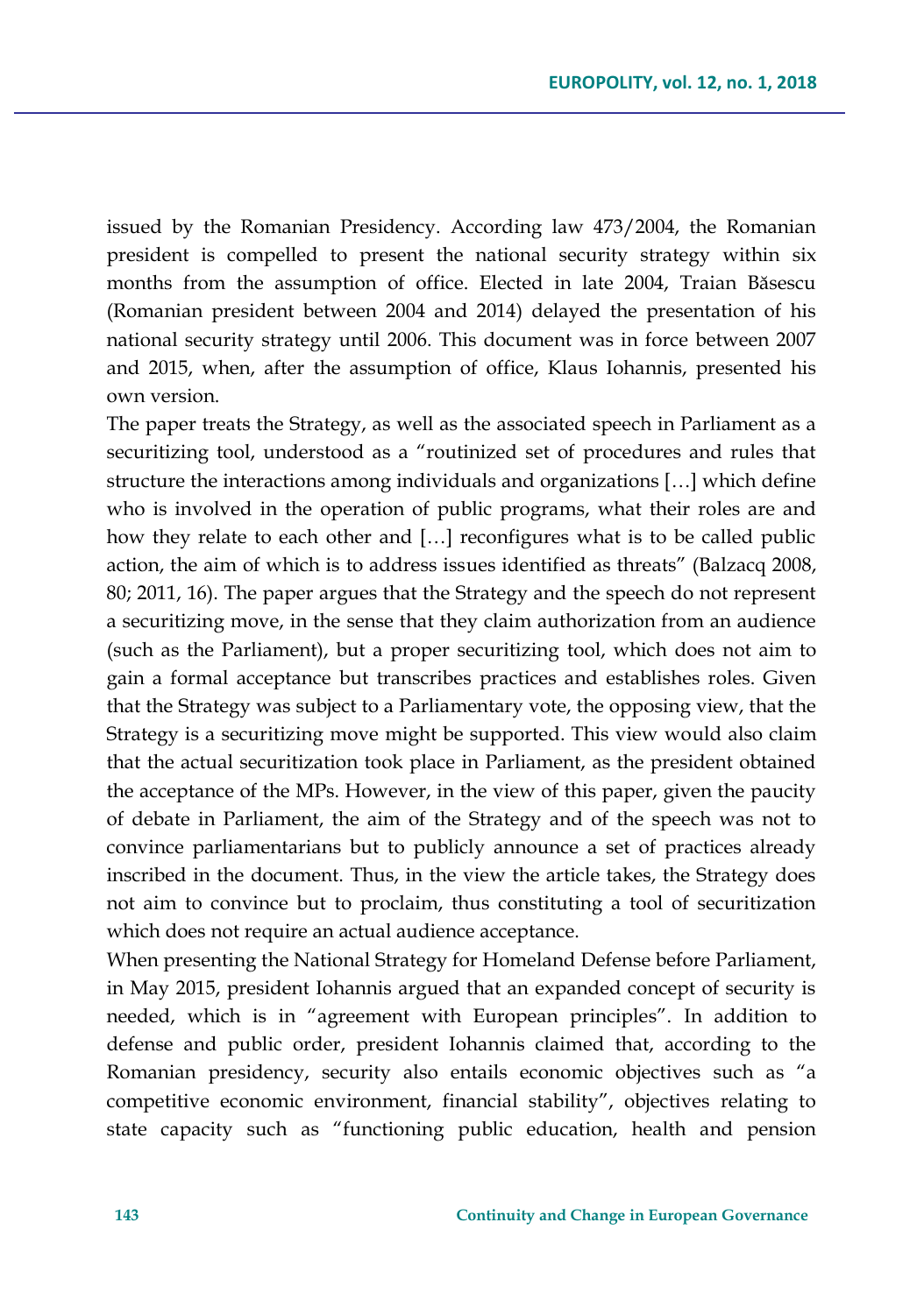issued by the Romanian Presidency. According law 473/2004, the Romanian president is compelled to present the national security strategy within six months from the assumption of office. Elected in late 2004, Traian Băsescu (Romanian president between 2004 and 2014) delayed the presentation of his national security strategy until 2006. This document was in force between 2007 and 2015, when, after the assumption of office, Klaus Iohannis, presented his own version.

The paper treats the Strategy, as well as the associated speech in Parliament as a securitizing tool, understood as a "routinized set of procedures and rules that structure the interactions among individuals and organizations […] which define who is involved in the operation of public programs, what their roles are and how they relate to each other and […] reconfigures what is to be called public action, the aim of which is to address issues identified as threats" (Balzacq 2008, 80; 2011, 16). The paper argues that the Strategy and the speech do not represent a securitizing move, in the sense that they claim authorization from an audience (such as the Parliament), but a proper securitizing tool, which does not aim to gain a formal acceptance but transcribes practices and establishes roles. Given that the Strategy was subject to a Parliamentary vote, the opposing view, that the Strategy is a securitizing move might be supported. This view would also claim that the actual securitization took place in Parliament, as the president obtained the acceptance of the MPs. However, in the view of this paper, given the paucity of debate in Parliament, the aim of the Strategy and of the speech was not to convince parliamentarians but to publicly announce a set of practices already inscribed in the document. Thus, in the view the article takes, the Strategy does not aim to convince but to proclaim, thus constituting a tool of securitization which does not require an actual audience acceptance.

When presenting the National Strategy for Homeland Defense before Parliament, in May 2015, president Iohannis argued that an expanded concept of security is needed, which is in "agreement with European principles". In addition to defense and public order, president Iohannis claimed that, according to the Romanian presidency, security also entails economic objectives such as "a competitive economic environment, financial stability", objectives relating to state capacity such as "functioning public education, health and pension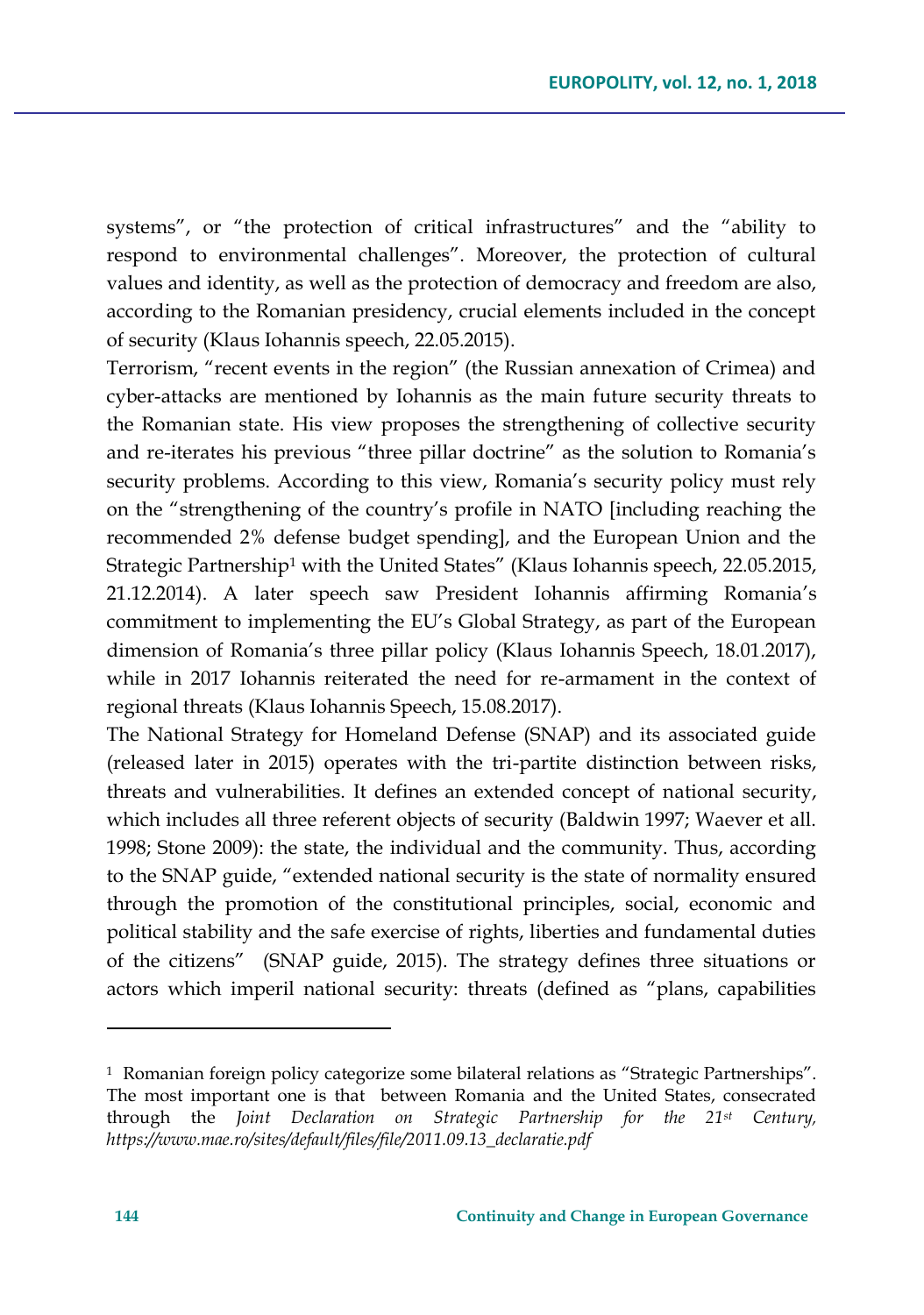systems", or "the protection of critical infrastructures" and the "ability to respond to environmental challenges". Moreover, the protection of cultural values and identity, as well as the protection of democracy and freedom are also, according to the Romanian presidency, crucial elements included in the concept of security (Klaus Iohannis speech, 22.05.2015).

Terrorism, "recent events in the region" (the Russian annexation of Crimea) and cyber-attacks are mentioned by Iohannis as the main future security threats to the Romanian state. His view proposes the strengthening of collective security and re-iterates his previous "three pillar doctrine" as the solution to Romania's security problems. According to this view, Romania's security policy must rely on the "strengthening of the country's profile in NATO [including reaching the recommended 2% defense budget spending], and the European Union and the Strategic Partnership[1] with the United States" (Klaus Iohannis speech, 22.05.2015, 21.12.2014). A later speech saw President Iohannis affirming Romania's commitment to implementing the EU's Global Strategy, as part of the European dimension of Romania's three pillar policy (Klaus Iohannis Speech, 18.01.2017), while in 2017 Iohannis reiterated the need for re-armament in the context of regional threats (Klaus Iohannis Speech, 15.08.2017).

The National Strategy for Homeland Defense (SNAP) and its associated guide (released later in 2015) operates with the tri-partite distinction between risks, threats and vulnerabilities. It defines an extended concept of national security, which includes all three referent objects of security (Baldwin 1997; Waever et all. 1998; Stone 2009): the state, the individual and the community. Thus, according to the SNAP guide, "extended national security is the state of normality ensured through the promotion of the constitutional principles, social, economic and political stability and the safe exercise of rights, liberties and fundamental duties of the citizens" (SNAP guide, 2015). The strategy defines three situations or actors which imperil national security: threats (defined as "plans, capabilities

---

[1] Romanian foreign policy categorize some bilateral relations as "Strategic Partnerships". The most important one is that between Romania and the United States, consecrated through the *Joint Declaration on Strategic Partnership for the 21st Century, https://www.mae.ro/sites/default/files/file/2011.09.13_declaratie.pdf*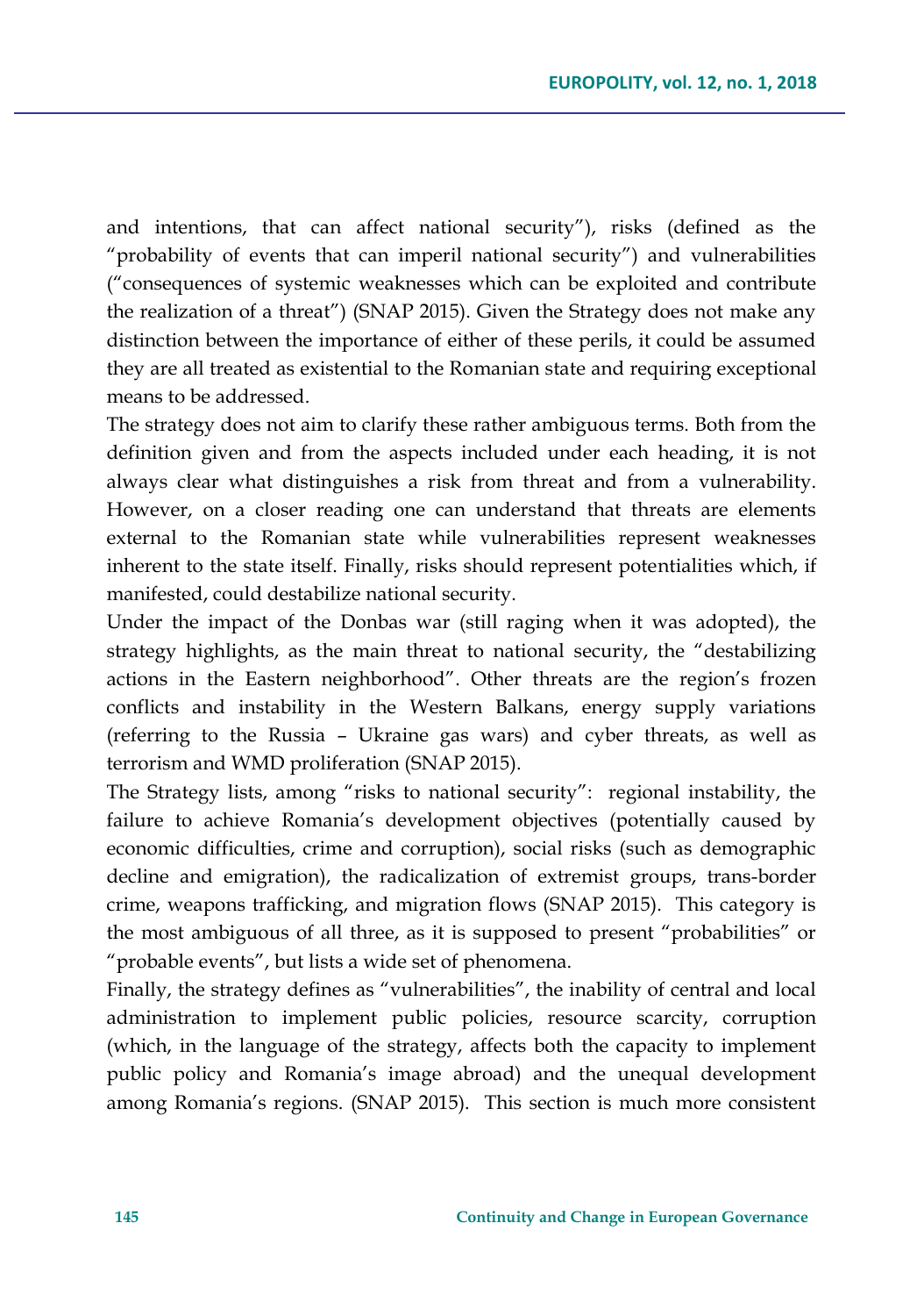and intentions, that can affect national security"), risks (defined as the "probability of events that can imperil national security") and vulnerabilities ("consequences of systemic weaknesses which can be exploited and contribute the realization of a threat") (SNAP 2015). Given the Strategy does not make any distinction between the importance of either of these perils, it could be assumed they are all treated as existential to the Romanian state and requiring exceptional means to be addressed.

The strategy does not aim to clarify these rather ambiguous terms. Both from the definition given and from the aspects included under each heading, it is not always clear what distinguishes a risk from threat and from a vulnerability. However, on a closer reading one can understand that threats are elements external to the Romanian state while vulnerabilities represent weaknesses inherent to the state itself. Finally, risks should represent potentialities which, if manifested, could destabilize national security.

Under the impact of the Donbas war (still raging when it was adopted), the strategy highlights, as the main threat to national security, the "destabilizing actions in the Eastern neighborhood". Other threats are the region's frozen conflicts and instability in the Western Balkans, energy supply variations (referring to the Russia – Ukraine gas wars) and cyber threats, as well as terrorism and WMD proliferation (SNAP 2015).

The Strategy lists, among "risks to national security": regional instability, the failure to achieve Romania's development objectives (potentially caused by economic difficulties, crime and corruption), social risks (such as demographic decline and emigration), the radicalization of extremist groups, trans-border crime, weapons trafficking, and migration flows (SNAP 2015). This category is the most ambiguous of all three, as it is supposed to present "probabilities" or "probable events", but lists a wide set of phenomena.

Finally, the strategy defines as "vulnerabilities", the inability of central and local administration to implement public policies, resource scarcity, corruption (which, in the language of the strategy, affects both the capacity to implement public policy and Romania's image abroad) and the unequal development among Romania's regions. (SNAP 2015). This section is much more consistent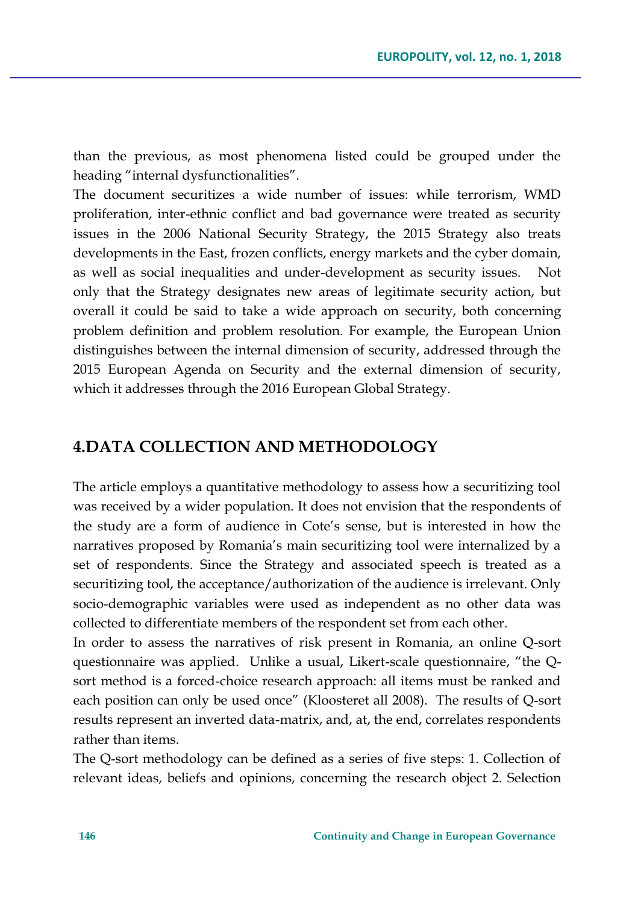than the previous, as most phenomena listed could be grouped under the heading "internal dysfunctionalities".

The document securitizes a wide number of issues: while terrorism, WMD proliferation, inter-ethnic conflict and bad governance were treated as security issues in the 2006 National Security Strategy, the 2015 Strategy also treats developments in the East, frozen conflicts, energy markets and the cyber domain, as well as social inequalities and under-development as security issues. Not only that the Strategy designates new areas of legitimate security action, but overall it could be said to take a wide approach on security, both concerning problem definition and problem resolution. For example, the European Union distinguishes between the internal dimension of security, addressed through the 2015 European Agenda on Security and the external dimension of security, which it addresses through the 2016 European Global Strategy.

## 4.DATA COLLECTION AND METHODOLOGY

The article employs a quantitative methodology to assess how a securitizing tool was received by a wider population. It does not envision that the respondents of the study are a form of audience in Cote's sense, but is interested in how the narratives proposed by Romania's main securitizing tool were internalized by a set of respondents. Since the Strategy and associated speech is treated as a securitizing tool, the acceptance/authorization of the audience is irrelevant. Only socio-demographic variables were used as independent as no other data was collected to differentiate members of the respondent set from each other.

In order to assess the narratives of risk present in Romania, an online Q-sort questionnaire was applied. Unlike a usual, Likert-scale questionnaire, "the Q-sort method is a forced-choice research approach: all items must be ranked and each position can only be used once" (Kloosteret all 2008). The results of Q-sort results represent an inverted data-matrix, and, at, the end, correlates respondents rather than items.

The Q-sort methodology can be defined as a series of five steps: 1. Collection of relevant ideas, beliefs and opinions, concerning the research object 2. Selection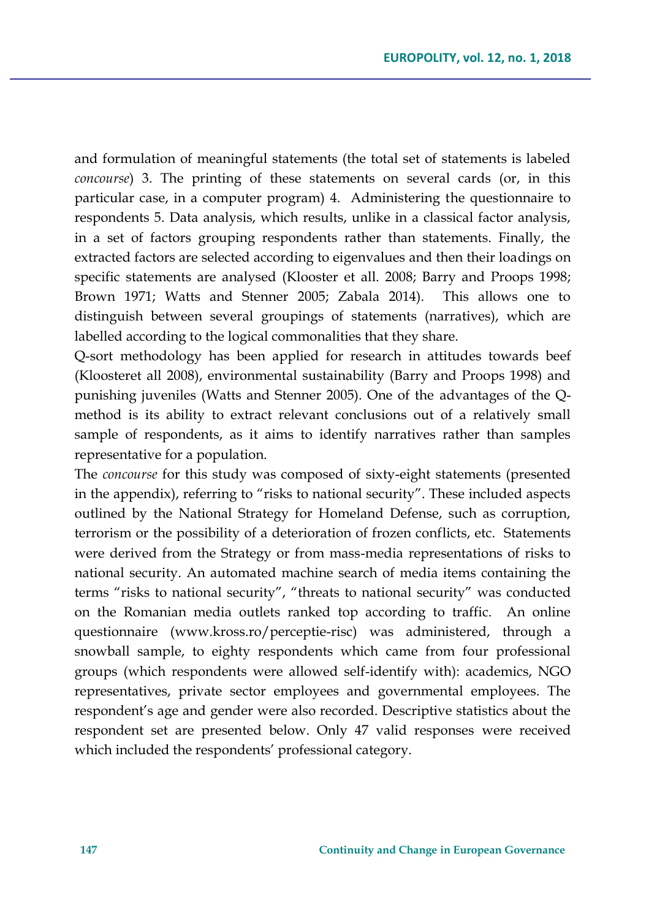and formulation of meaningful statements (the total set of statements is labeled *concourse*) 3. The printing of these statements on several cards (or, in this particular case, in a computer program) 4. Administering the questionnaire to respondents 5. Data analysis, which results, unlike in a classical factor analysis, in a set of factors grouping respondents rather than statements. Finally, the extracted factors are selected according to eigenvalues and then their loadings on specific statements are analysed (Klooster et all. 2008; Barry and Proops 1998; Brown 1971; Watts and Stenner 2005; Zabala 2014). This allows one to distinguish between several groupings of statements (narratives), which are labelled according to the logical commonalities that they share.

Q-sort methodology has been applied for research in attitudes towards beef (Kloosteret all 2008), environmental sustainability (Barry and Proops 1998) and punishing juveniles (Watts and Stenner 2005). One of the advantages of the Q-method is its ability to extract relevant conclusions out of a relatively small sample of respondents, as it aims to identify narratives rather than samples representative for a population.

The *concourse* for this study was composed of sixty-eight statements (presented in the appendix), referring to "risks to national security". These included aspects outlined by the National Strategy for Homeland Defense, such as corruption, terrorism or the possibility of a deterioration of frozen conflicts, etc. Statements were derived from the Strategy or from mass-media representations of risks to national security. An automated machine search of media items containing the terms "risks to national security", "threats to national security" was conducted on the Romanian media outlets ranked top according to traffic. An online questionnaire (www.kross.ro/perceptie-risc) was administered, through a snowball sample, to eighty respondents which came from four professional groups (which respondents were allowed self-identify with): academics, NGO representatives, private sector employees and governmental employees. The respondent's age and gender were also recorded. Descriptive statistics about the respondent set are presented below. Only 47 valid responses were received which included the respondents' professional category.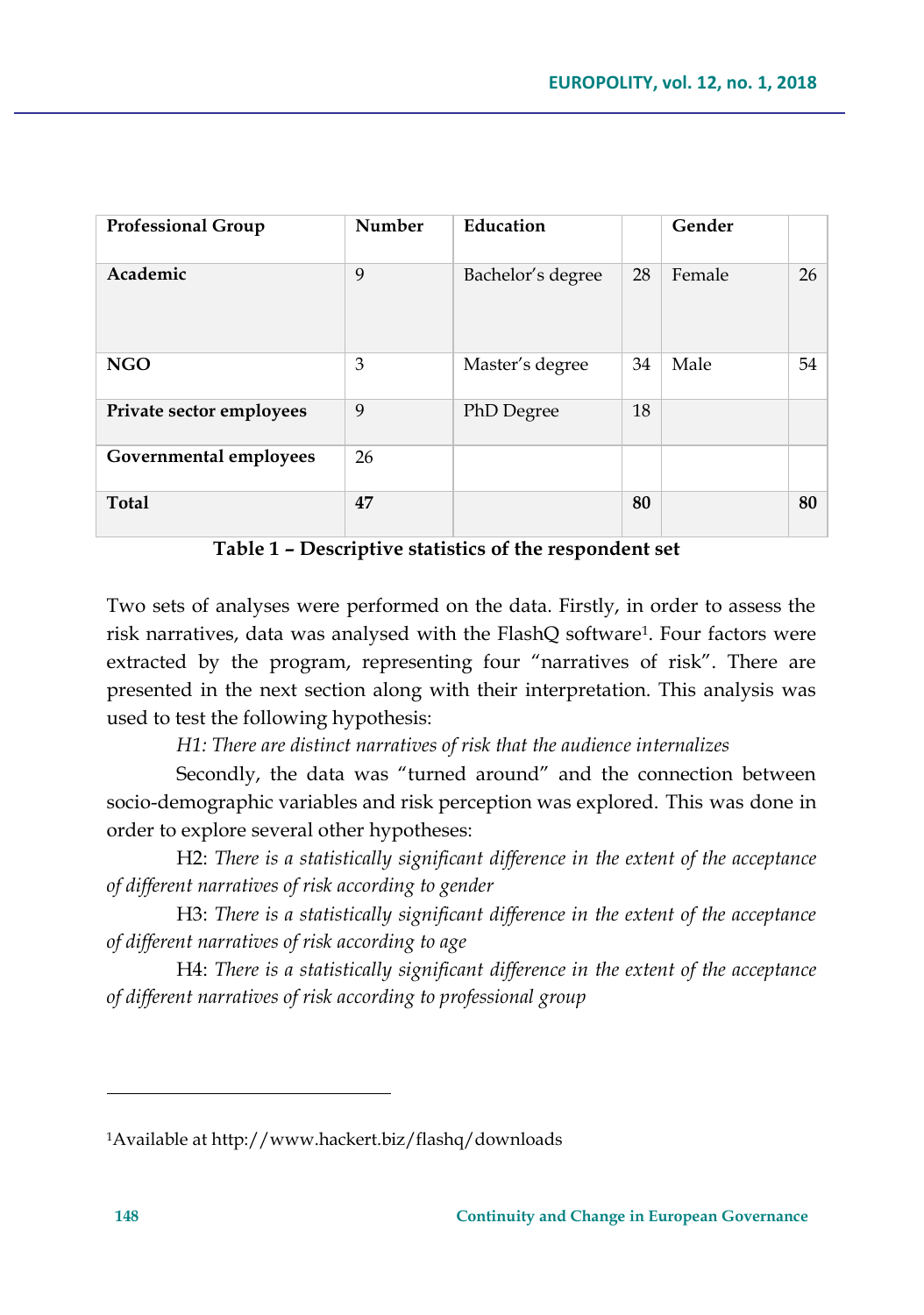| Professional Group | Number | Education | | Gender | |
|---|---|---|---|---|---|
| **Academic** | 9 | Bachelor's degree | 28 | Female | 26 |
| **NGO** | 3 | Master's degree | 34 | Male | 54 |
| **Private sector employees** | 9 | PhD Degree | 18 | | |
| **Governmental employees** | 26 | | | | |
| **Total** | **47** | | **80** | | **80** |

**Table 1 – Descriptive statistics of the respondent set**

Two sets of analyses were performed on the data. Firstly, in order to assess the risk narratives, data was analysed with the FlashQ software[1]. Four factors were extracted by the program, representing four "narratives of risk". There are presented in the next section along with their interpretation. This analysis was used to test the following hypothesis:

*H1: There are distinct narratives of risk that the audience internalizes*

Secondly, the data was "turned around" and the connection between socio-demographic variables and risk perception was explored. This was done in order to explore several other hypotheses:

H2: *There is a statistically significant difference in the extent of the acceptance of different narratives of risk according to gender*

H3: *There is a statistically significant difference in the extent of the acceptance of different narratives of risk according to age*

H4: *There is a statistically significant difference in the extent of the acceptance of different narratives of risk according to professional group*

---

[1]Available at http://www.hackert.biz/flashq/downloads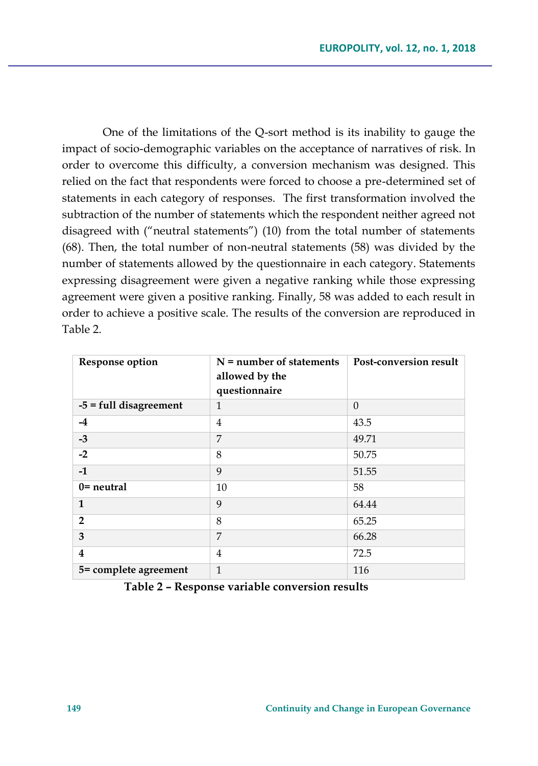One of the limitations of the Q-sort method is its inability to gauge the impact of socio-demographic variables on the acceptance of narratives of risk. In order to overcome this difficulty, a conversion mechanism was designed. This relied on the fact that respondents were forced to choose a pre-determined set of statements in each category of responses. The first transformation involved the subtraction of the number of statements which the respondent neither agreed not disagreed with ("neutral statements") (10) from the total number of statements (68). Then, the total number of non-neutral statements (58) was divided by the number of statements allowed by the questionnaire in each category. Statements expressing disagreement were given a negative ranking while those expressing agreement were given a positive ranking. Finally, 58 was added to each result in order to achieve a positive scale. The results of the conversion are reproduced in Table 2.

| Response option | N = number of statements allowed by the questionnaire | Post-conversion result |
|---|---|---|
| **-5 = full disagreement** | 1 | 0 |
| **-4** | 4 | 43.5 |
| **-3** | 7 | 49.71 |
| **-2** | 8 | 50.75 |
| **-1** | 9 | 51.55 |
| **0= neutral** | 10 | 58 |
| **1** | 9 | 64.44 |
| **2** | 8 | 65.25 |
| **3** | 7 | 66.28 |
| **4** | 4 | 72.5 |
| **5= complete agreement** | 1 | 116 |

**Table 2 – Response variable conversion results**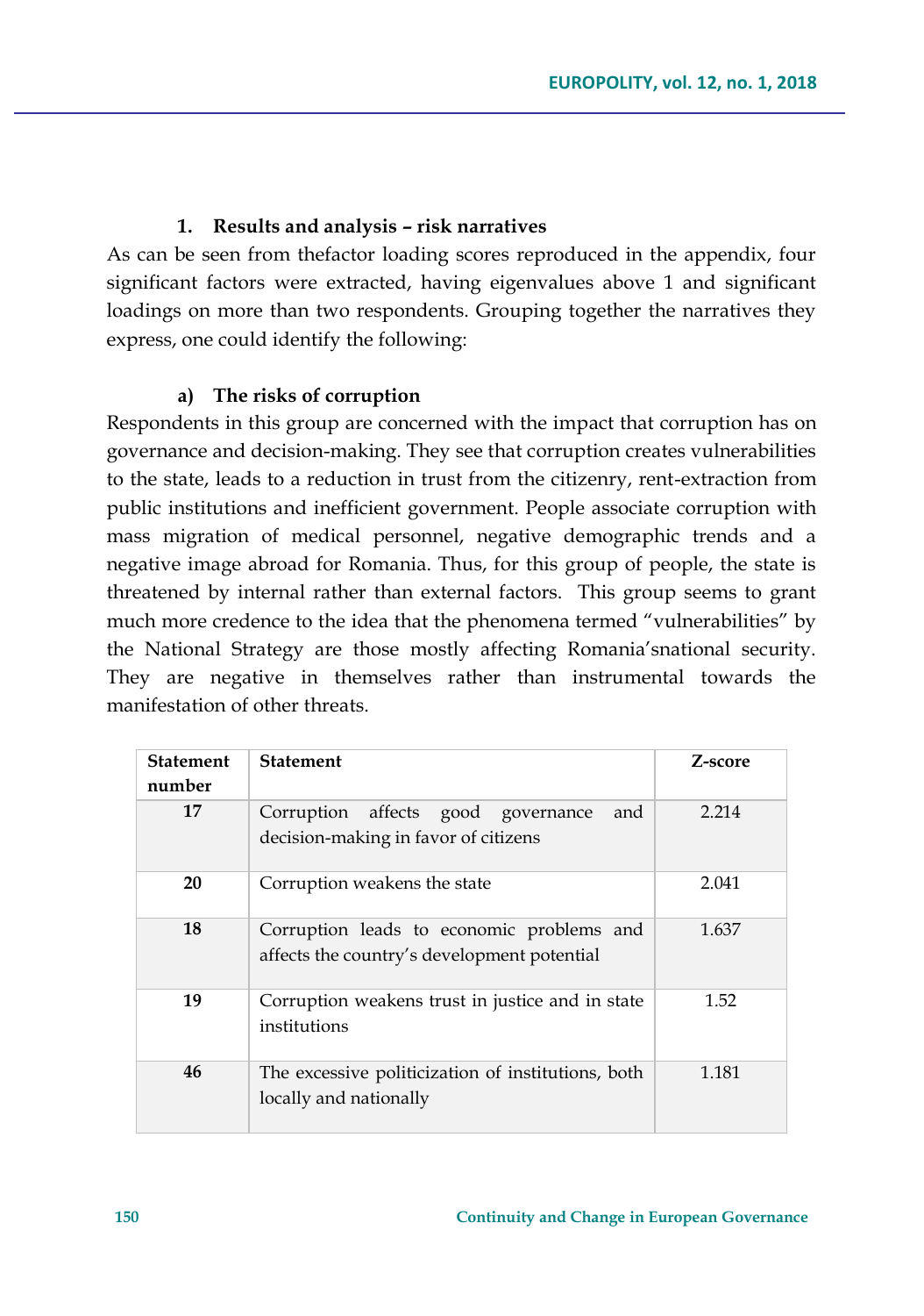## 1. Results and analysis – risk narratives

As can be seen from thefactor loading scores reproduced in the appendix, four significant factors were extracted, having eigenvalues above 1 and significant loadings on more than two respondents. Grouping together the narratives they express, one could identify the following:

### a) The risks of corruption

Respondents in this group are concerned with the impact that corruption has on governance and decision-making. They see that corruption creates vulnerabilities to the state, leads to a reduction in trust from the citizenry, rent-extraction from public institutions and inefficient government. People associate corruption with mass migration of medical personnel, negative demographic trends and a negative image abroad for Romania. Thus, for this group of people, the state is threatened by internal rather than external factors. This group seems to grant much more credence to the idea that the phenomena termed "vulnerabilities" by the National Strategy are those mostly affecting Romania'snational security. They are negative in themselves rather than instrumental towards the manifestation of other threats.

| Statement number | Statement | Z-score |
|---|---|---|
| 17 | Corruption affects good governance and decision-making in favor of citizens | 2.214 |
| 20 | Corruption weakens the state | 2.041 |
| 18 | Corruption leads to economic problems and affects the country's development potential | 1.637 |
| 19 | Corruption weakens trust in justice and in state institutions | 1.52 |
| 46 | The excessive politicization of institutions, both locally and nationally | 1.181 |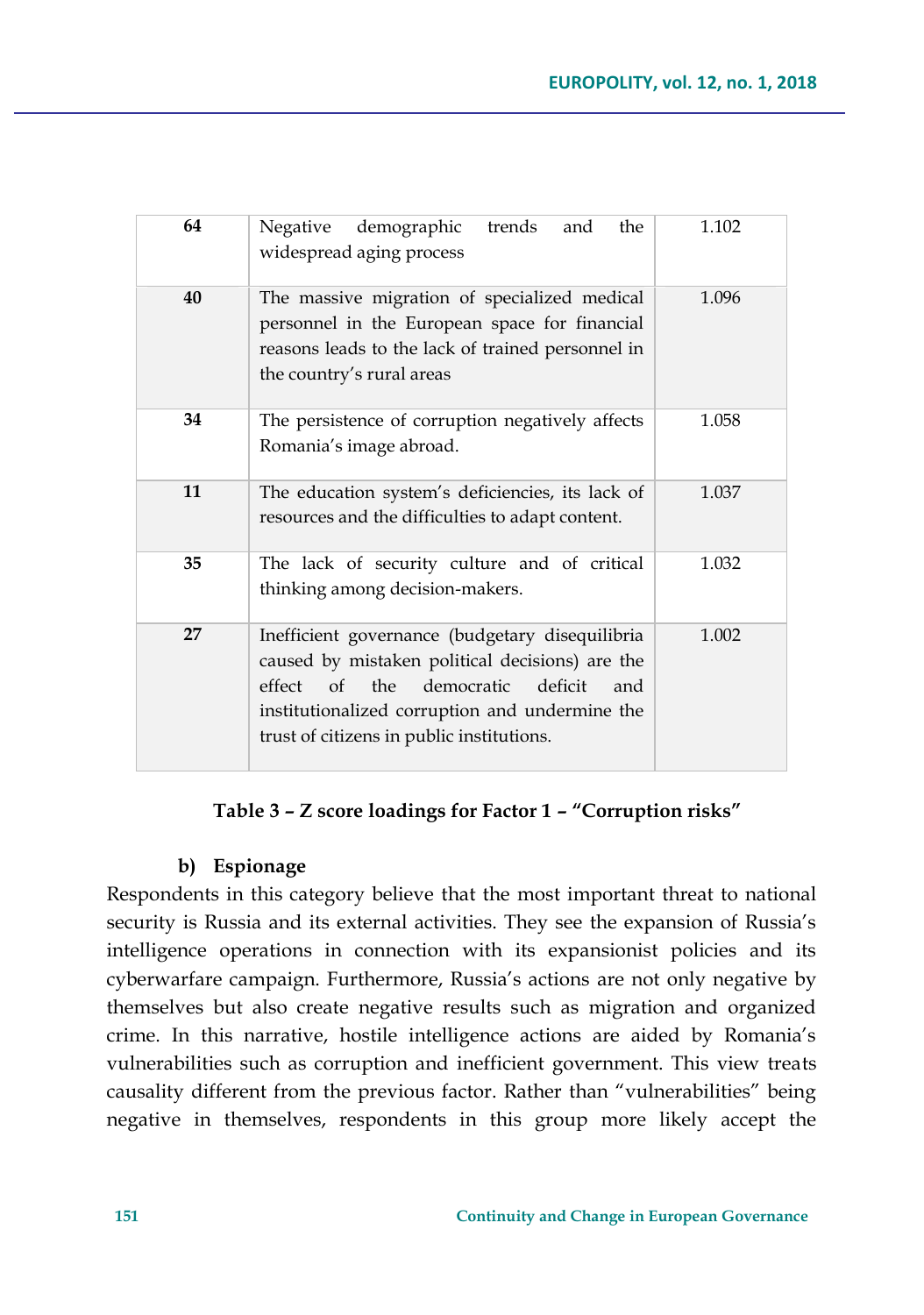| | | |
|---|---|---|
| **64** | Negative demographic trends and the widespread aging process | 1.102 |
| **40** | The massive migration of specialized medical personnel in the European space for financial reasons leads to the lack of trained personnel in the country's rural areas | 1.096 |
| **34** | The persistence of corruption negatively affects Romania's image abroad. | 1.058 |
| **11** | The education system's deficiencies, its lack of resources and the difficulties to adapt content. | 1.037 |
| **35** | The lack of security culture and of critical thinking among decision-makers. | 1.032 |
| **27** | Inefficient governance (budgetary disequilibria caused by mistaken political decisions) are the effect of the democratic deficit and institutionalized corruption and undermine the trust of citizens in public institutions. | 1.002 |

**Table 3 – Z score loadings for Factor 1 – "Corruption risks"**

**b) Espionage**

Respondents in this category believe that the most important threat to national security is Russia and its external activities. They see the expansion of Russia's intelligence operations in connection with its expansionist policies and its cyberwarfare campaign. Furthermore, Russia's actions are not only negative by themselves but also create negative results such as migration and organized crime. In this narrative, hostile intelligence actions are aided by Romania's vulnerabilities such as corruption and inefficient government. This view treats causality different from the previous factor. Rather than "vulnerabilities" being negative in themselves, respondents in this group more likely accept the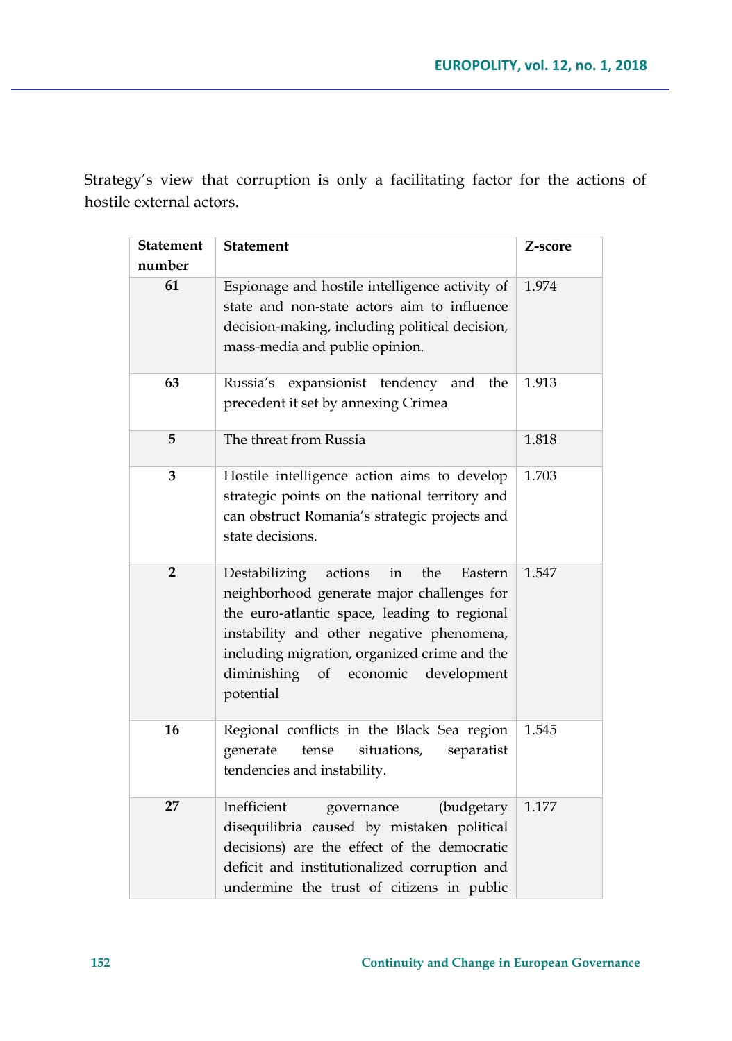Strategy's view that corruption is only a facilitating factor for the actions of hostile external actors.

| Statement number | Statement | Z-score |
|---|---|---|
| 61 | Espionage and hostile intelligence activity of state and non-state actors aim to influence decision-making, including political decision, mass-media and public opinion. | 1.974 |
| 63 | Russia's expansionist tendency and the precedent it set by annexing Crimea | 1.913 |
| 5 | The threat from Russia | 1.818 |
| 3 | Hostile intelligence action aims to develop strategic points on the national territory and can obstruct Romania's strategic projects and state decisions. | 1.703 |
| 2 | Destabilizing actions in the Eastern neighborhood generate major challenges for the euro-atlantic space, leading to regional instability and other negative phenomena, including migration, organized crime and the diminishing of economic development potential | 1.547 |
| 16 | Regional conflicts in the Black Sea region generate tense situations, separatist tendencies and instability. | 1.545 |
| 27 | Inefficient governance (budgetary disequilibria caused by mistaken political decisions) are the effect of the democratic deficit and institutionalized corruption and undermine the trust of citizens in public | 1.177 |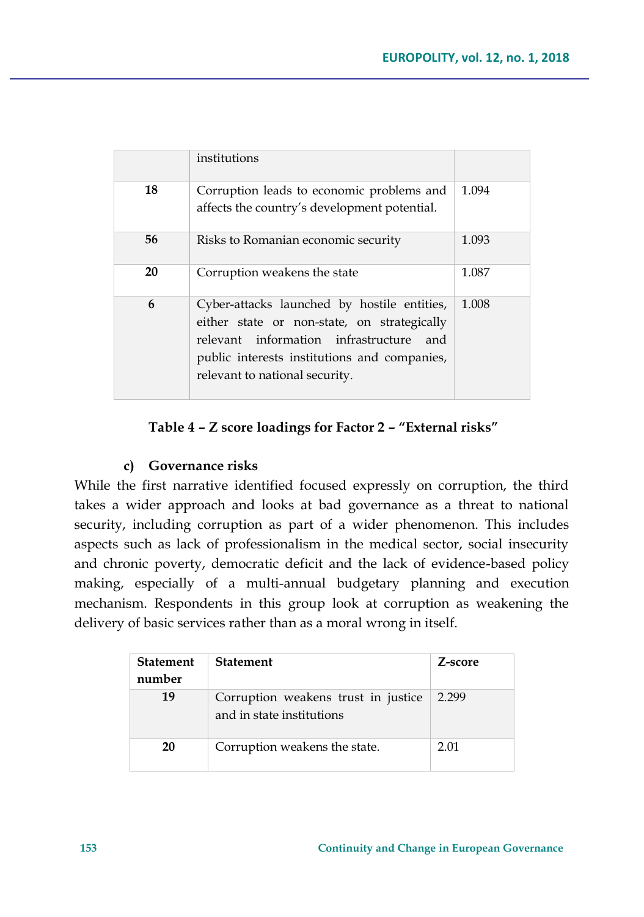| | institutions | |
|---|---|---|
| **18** | Corruption leads to economic problems and affects the country's development potential. | 1.094 |
| **56** | Risks to Romanian economic security | 1.093 |
| **20** | Corruption weakens the state | 1.087 |
| **6** | Cyber-attacks launched by hostile entities, either state or non-state, on strategically relevant information infrastructure and public interests institutions and companies, relevant to national security. | 1.008 |

**Table 4 – Z score loadings for Factor 2 – "External risks"**

### c) Governance risks

While the first narrative identified focused expressly on corruption, the third takes a wider approach and looks at bad governance as a threat to national security, including corruption as part of a wider phenomenon. This includes aspects such as lack of professionalism in the medical sector, social insecurity and chronic poverty, democratic deficit and the lack of evidence-based policy making, especially of a multi-annual budgetary planning and execution mechanism. Respondents in this group look at corruption as weakening the delivery of basic services rather than as a moral wrong in itself.

| Statement number | Statement | Z-score |
|---|---|---|
| **19** | Corruption weakens trust in justice and in state institutions | 2.299 |
| **20** | Corruption weakens the state. | 2.01 |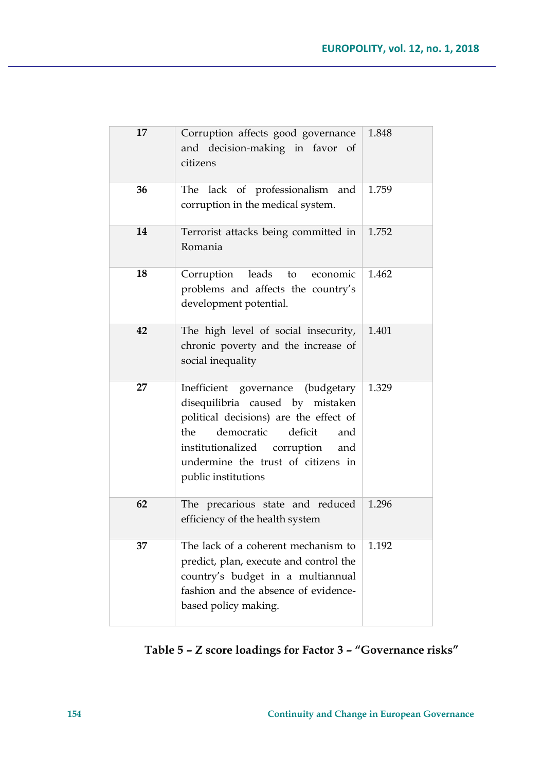| 17 | Corruption affects good governance and decision-making in favor of citizens | 1.848 |
|---|---|---|
| 36 | The lack of professionalism and corruption in the medical system. | 1.759 |
| 14 | Terrorist attacks being committed in Romania | 1.752 |
| 18 | Corruption leads to economic problems and affects the country's development potential. | 1.462 |
| 42 | The high level of social insecurity, chronic poverty and the increase of social inequality | 1.401 |
| 27 | Inefficient governance (budgetary disequilibria caused by mistaken political decisions) are the effect of the democratic deficit and institutionalized corruption and undermine the trust of citizens in public institutions | 1.329 |
| 62 | The precarious state and reduced efficiency of the health system | 1.296 |
| 37 | The lack of a coherent mechanism to predict, plan, execute and control the country's budget in a multiannual fashion and the absence of evidence-based policy making. | 1.192 |

**Table 5 – Z score loadings for Factor 3 – "Governance risks"**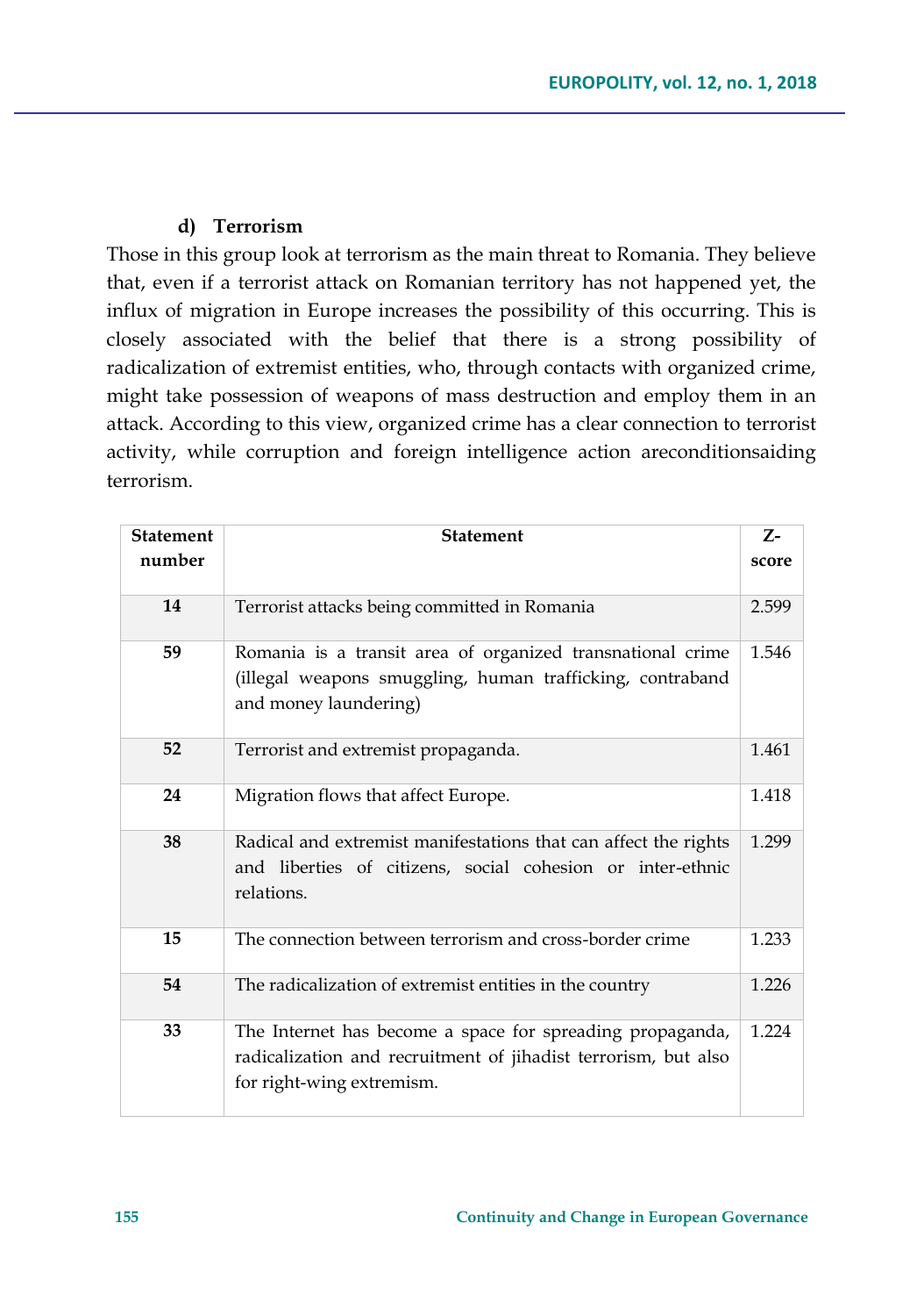#### d) Terrorism

Those in this group look at terrorism as the main threat to Romania. They believe that, even if a terrorist attack on Romanian territory has not happened yet, the influx of migration in Europe increases the possibility of this occurring. This is closely associated with the belief that there is a strong possibility of radicalization of extremist entities, who, through contacts with organized crime, might take possession of weapons of mass destruction and employ them in an attack. According to this view, organized crime has a clear connection to terrorist activity, while corruption and foreign intelligence action areconditionsaiding terrorism.

| Statement number | Statement | Z-score |
|---|---|---|
| 14 | Terrorist attacks being committed in Romania | 2.599 |
| 59 | Romania is a transit area of organized transnational crime (illegal weapons smuggling, human trafficking, contraband and money laundering) | 1.546 |
| 52 | Terrorist and extremist propaganda. | 1.461 |
| 24 | Migration flows that affect Europe. | 1.418 |
| 38 | Radical and extremist manifestations that can affect the rights and liberties of citizens, social cohesion or inter-ethnic relations. | 1.299 |
| 15 | The connection between terrorism and cross-border crime | 1.233 |
| 54 | The radicalization of extremist entities in the country | 1.226 |
| 33 | The Internet has become a space for spreading propaganda, radicalization and recruitment of jihadist terrorism, but also for right-wing extremism. | 1.224 |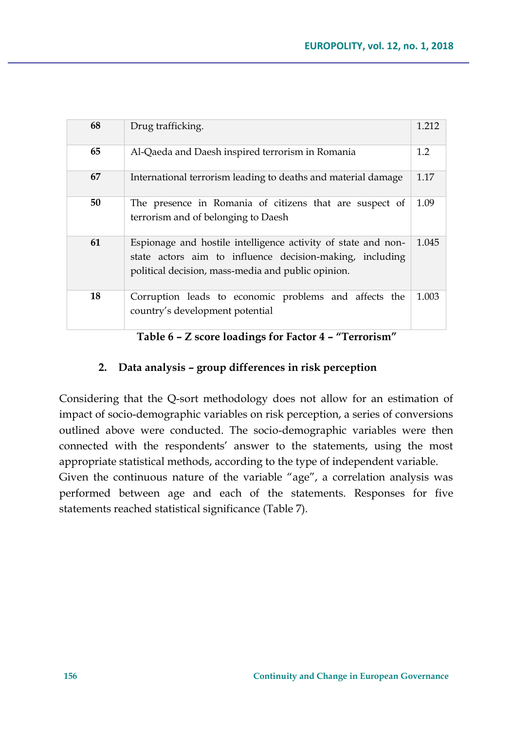| 68 | Drug trafficking. | 1.212 |
|---|---|---|
| 65 | Al-Qaeda and Daesh inspired terrorism in Romania | 1.2 |
| 67 | International terrorism leading to deaths and material damage | 1.17 |
| 50 | The presence in Romania of citizens that are suspect of terrorism and of belonging to Daesh | 1.09 |
| 61 | Espionage and hostile intelligence activity of state and non-state actors aim to influence decision-making, including political decision, mass-media and public opinion. | 1.045 |
| 18 | Corruption leads to economic problems and affects the country's development potential | 1.003 |

**Table 6 – Z score loadings for Factor 4 – "Terrorism"**

## 2. Data analysis – group differences in risk perception

Considering that the Q-sort methodology does not allow for an estimation of impact of socio-demographic variables on risk perception, a series of conversions outlined above were conducted. The socio-demographic variables were then connected with the respondents' answer to the statements, using the most appropriate statistical methods, according to the type of independent variable.
Given the continuous nature of the variable "age", a correlation analysis was performed between age and each of the statements. Responses for five statements reached statistical significance (Table 7).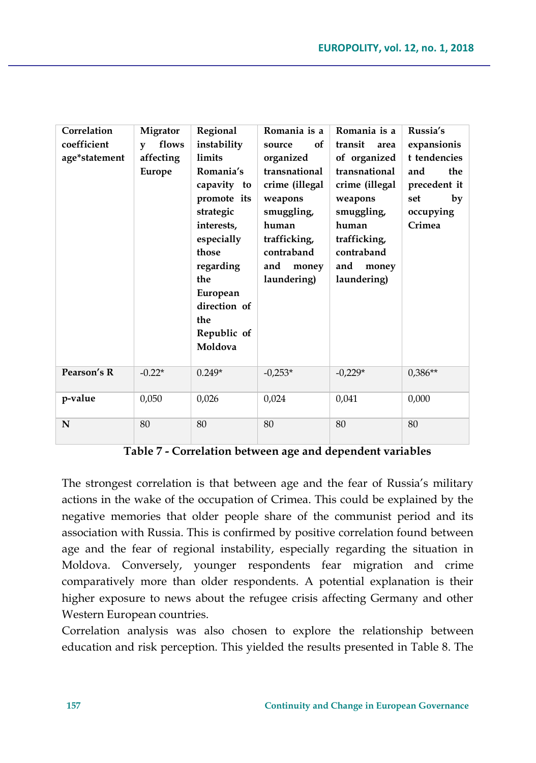| Correlation coefficient age*statement | Migratory flows affecting Europe | Regional instability limits Romania's capavity to promote its strategic interests, especially those regarding the European direction of the Republic of Moldova | Romania is a source of organized transnational crime (illegal weapons smuggling, human trafficking, contraband and money laundering) | Romania is a transit area of organized transnational crime (illegal weapons smuggling, human trafficking, contraband and money laundering) | Russia's expansionist tendencies and the precedent it set by occupying Crimea |
|---|---|---|---|---|---|
| **Pearson's R** | -0.22* | 0.249* | -0,253* | -0,229* | 0,386** |
| **p-value** | 0,050 | 0,026 | 0,024 | 0,041 | 0,000 |
| **N** | 80 | 80 | 80 | 80 | 80 |

**Table 7 - Correlation between age and dependent variables**

The strongest correlation is that between age and the fear of Russia's military actions in the wake of the occupation of Crimea. This could be explained by the negative memories that older people share of the communist period and its association with Russia. This is confirmed by positive correlation found between age and the fear of regional instability, especially regarding the situation in Moldova. Conversely, younger respondents fear migration and crime comparatively more than older respondents. A potential explanation is their higher exposure to news about the refugee crisis affecting Germany and other Western European countries.

Correlation analysis was also chosen to explore the relationship between education and risk perception. This yielded the results presented in Table 8. The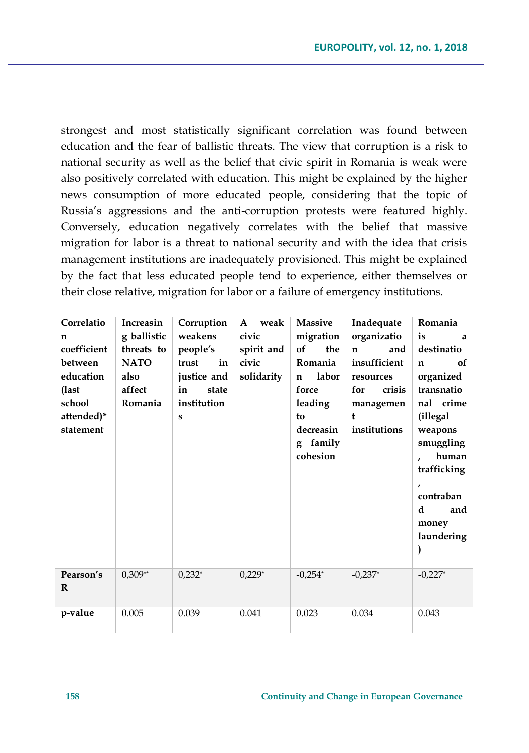strongest and most statistically significant correlation was found between education and the fear of ballistic threats. The view that corruption is a risk to national security as well as the belief that civic spirit in Romania is weak were also positively correlated with education. This might be explained by the higher news consumption of more educated people, considering that the topic of Russia's aggressions and the anti-corruption protests were featured highly. Conversely, education negatively correlates with the belief that massive migration for labor is a threat to national security and with the idea that crisis management institutions are inadequately provisioned. This might be explained by the fact that less educated people tend to experience, either themselves or their close relative, migration for labor or a failure of emergency institutions.

| Correlation coefficient between education (last school attended)* statement | Increasing ballistic threats to NATO also affect Romania | Corruption weakens people's trust in justice and in state institutions | A weak civic spirit and civic solidarity | Massive migration of the Romanian labor force leading to decreasing family cohesion | Inadequate organization and insufficient resources for crisis management institutions | Romania is a destination of organized transnational crime (illegal weapons smuggling, human trafficking, contraband and money laundering) |
|---|---|---|---|---|---|---|
| Pearson's R | 0,309** | 0,232* | 0,229* | -0,254* | -0,237* | -0,227* |
| p-value | 0.005 | 0.039 | 0.041 | 0.023 | 0.034 | 0.043 |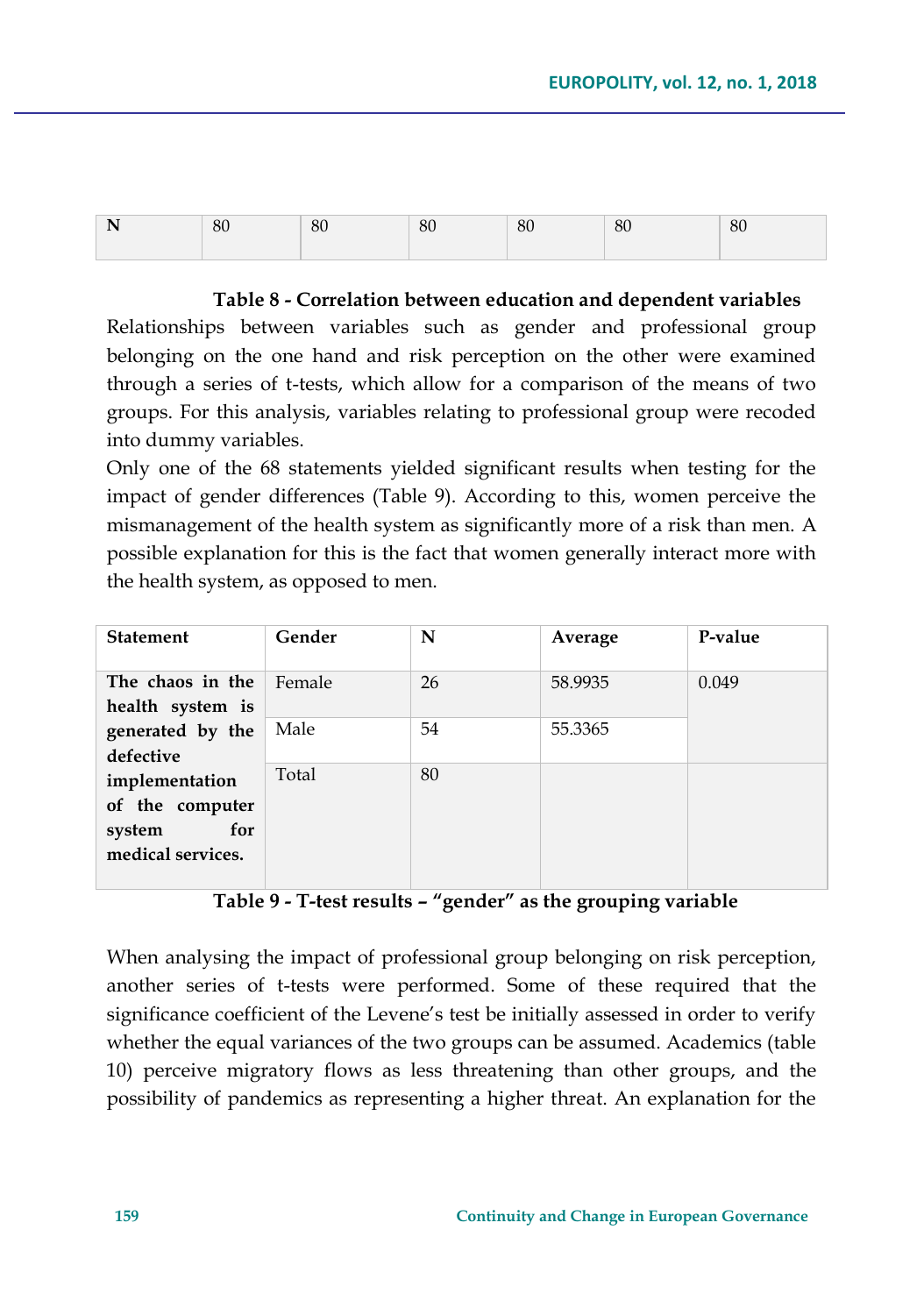| N | 80 | 80 | 80 | 80 | 80 | 80 |
|---|---|---|---|---|---|---|

**Table 8 - Correlation between education and dependent variables**

Relationships between variables such as gender and professional group belonging on the one hand and risk perception on the other were examined through a series of t-tests, which allow for a comparison of the means of two groups. For this analysis, variables relating to professional group were recoded into dummy variables.

Only one of the 68 statements yielded significant results when testing for the impact of gender differences (Table 9). According to this, women perceive the mismanagement of the health system as significantly more of a risk than men. A possible explanation for this is the fact that women generally interact more with the health system, as opposed to men.

| Statement | Gender | N | Average | P-value |
|---|---|---|---|---|
| **The chaos in the health system is generated by the defective implementation of the computer system for medical services.** | Female | 26 | 58.9935 | 0.049 |
| | Male | 54 | 55.3365 | |
| | Total | 80 | | |

**Table 9 - T-test results – "gender" as the grouping variable**

When analysing the impact of professional group belonging on risk perception, another series of t-tests were performed. Some of these required that the significance coefficient of the Levene's test be initially assessed in order to verify whether the equal variances of the two groups can be assumed. Academics (table 10) perceive migratory flows as less threatening than other groups, and the possibility of pandemics as representing a higher threat. An explanation for the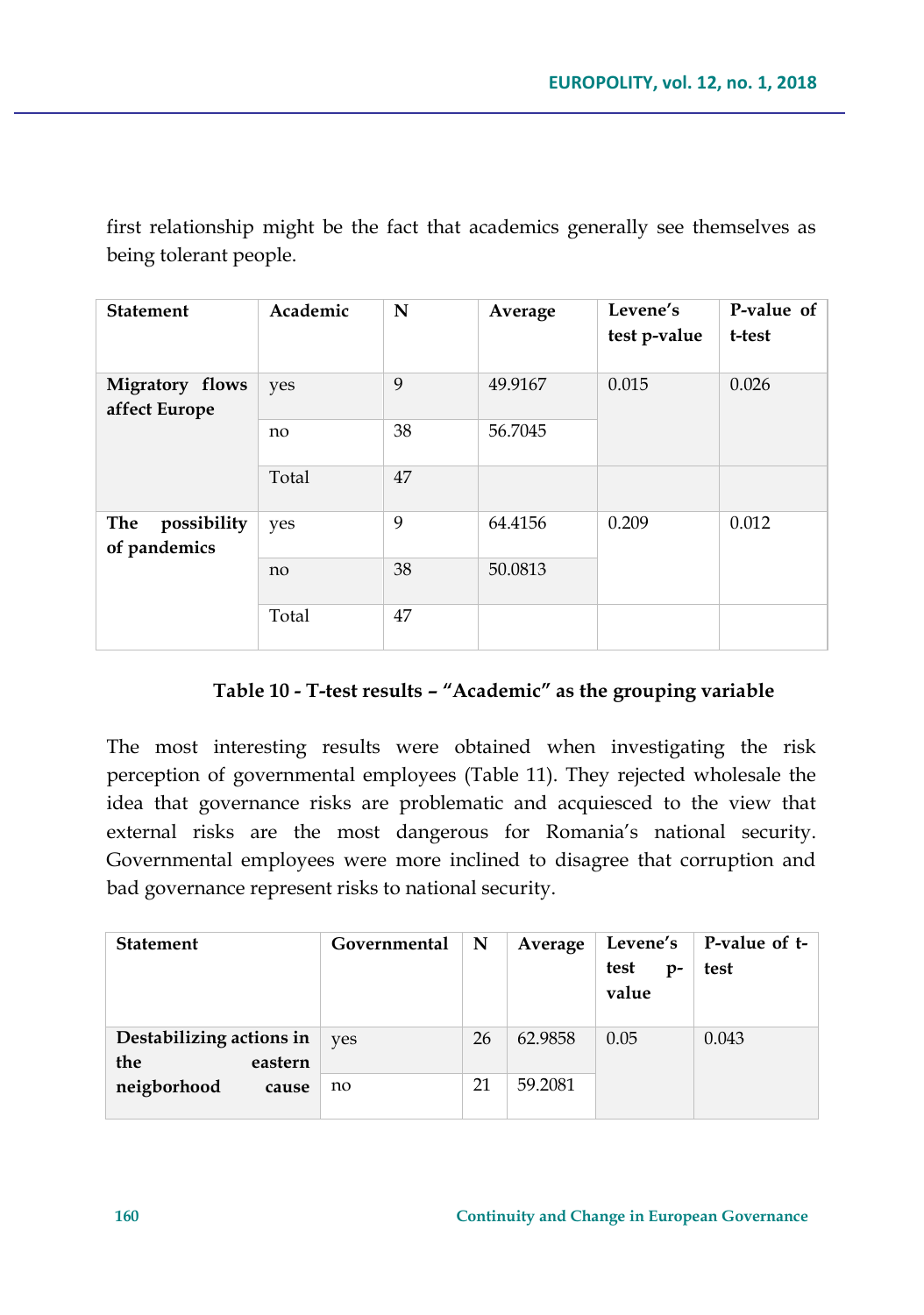first relationship might be the fact that academics generally see themselves as being tolerant people.

| Statement | Academic | N | Average | Levene's test p-value | P-value of t-test |
|---|---|---|---|---|---|
| **Migratory flows affect Europe** | yes | 9 | 49.9167 | 0.015 | 0.026 |
| | no | 38 | 56.7045 | | |
| | Total | 47 | | | |
| **The possibility of pandemics** | yes | 9 | 64.4156 | 0.209 | 0.012 |
| | no | 38 | 50.0813 | | |
| | Total | 47 | | | |

**Table 10 - T-test results – "Academic" as the grouping variable**

The most interesting results were obtained when investigating the risk perception of governmental employees (Table 11). They rejected wholesale the idea that governance risks are problematic and acquiesced to the view that external risks are the most dangerous for Romania's national security. Governmental employees were more inclined to disagree that corruption and bad governance represent risks to national security.

| Statement | Governmental | N | Average | Levene's test p-value | P-value of t-test |
|---|---|---|---|---|---|
| **Destabilizing actions in the eastern neigborhood cause** | yes | 26 | 62.9858 | 0.05 | 0.043 |
| | no | 21 | 59.2081 | | |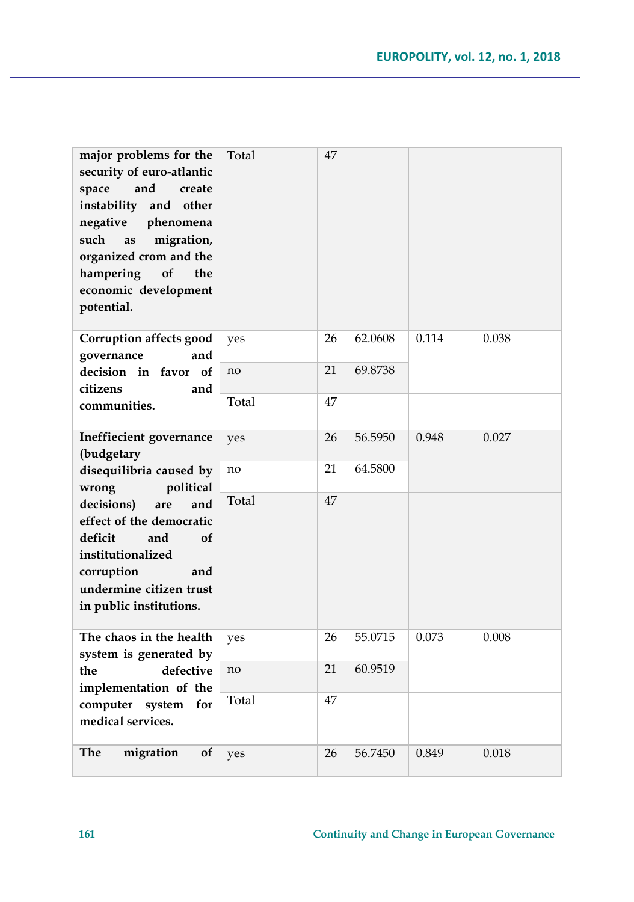| | | | | | |
|---|---|---|---|---|---|
| **major problems for the security of euro-atlantic space and create instability and other negative phenomena such as migration, organized crom and the hampering of the economic development potential.** | Total | 47 | | | |
| **Corruption affects good governance and decision in favor of citizens and communities.** | yes | 26 | 62.0608 | 0.114 | 0.038 |
| | no | 21 | 69.8738 | | |
| | Total | 47 | | | |
| **Ineffiecient governance (budgetary disequilibria caused by wrong political decisions) are and effect of the democratic deficit and of institutionalized corruption and undermine citizen trust in public institutions.** | yes | 26 | 56.5950 | 0.948 | 0.027 |
| | no | 21 | 64.5800 | | |
| | Total | 47 | | | |
| **The chaos in the health system is generated by the defective implementation of the computer system for medical services.** | yes | 26 | 55.0715 | 0.073 | 0.008 |
| | no | 21 | 60.9519 | | |
| | Total | 47 | | | |
| **The migration of** | yes | 26 | 56.7450 | 0.849 | 0.018 |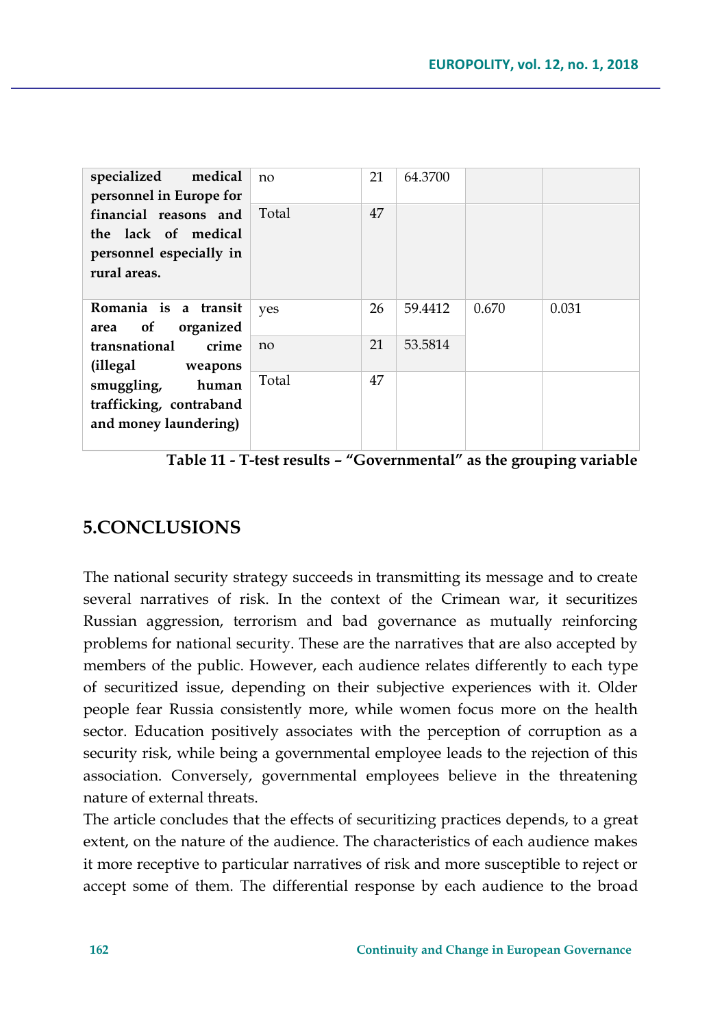| | | | | | |
|---|---|---|---|---|---|
| **specialized medical personnel in Europe for financial reasons and the lack of medical personnel especially in rural areas.** | no | 21 | 64.3700 | | |
| | Total | 47 | | | |
| **Romania is a transit area of organized transnational crime (illegal weapons smuggling, human trafficking, contraband and money laundering)** | yes | 26 | 59.4412 | 0.670 | 0.031 |
| | no | 21 | 53.5814 | | |
| | Total | 47 | | | |

**Table 11 - T-test results – "Governmental" as the grouping variable**

## 5.CONCLUSIONS

The national security strategy succeeds in transmitting its message and to create several narratives of risk. In the context of the Crimean war, it securitizes Russian aggression, terrorism and bad governance as mutually reinforcing problems for national security. These are the narratives that are also accepted by members of the public. However, each audience relates differently to each type of securitized issue, depending on their subjective experiences with it. Older people fear Russia consistently more, while women focus more on the health sector. Education positively associates with the perception of corruption as a security risk, while being a governmental employee leads to the rejection of this association. Conversely, governmental employees believe in the threatening nature of external threats.

The article concludes that the effects of securitizing practices depends, to a great extent, on the nature of the audience. The characteristics of each audience makes it more receptive to particular narratives of risk and more susceptible to reject or accept some of them. The differential response by each audience to the broad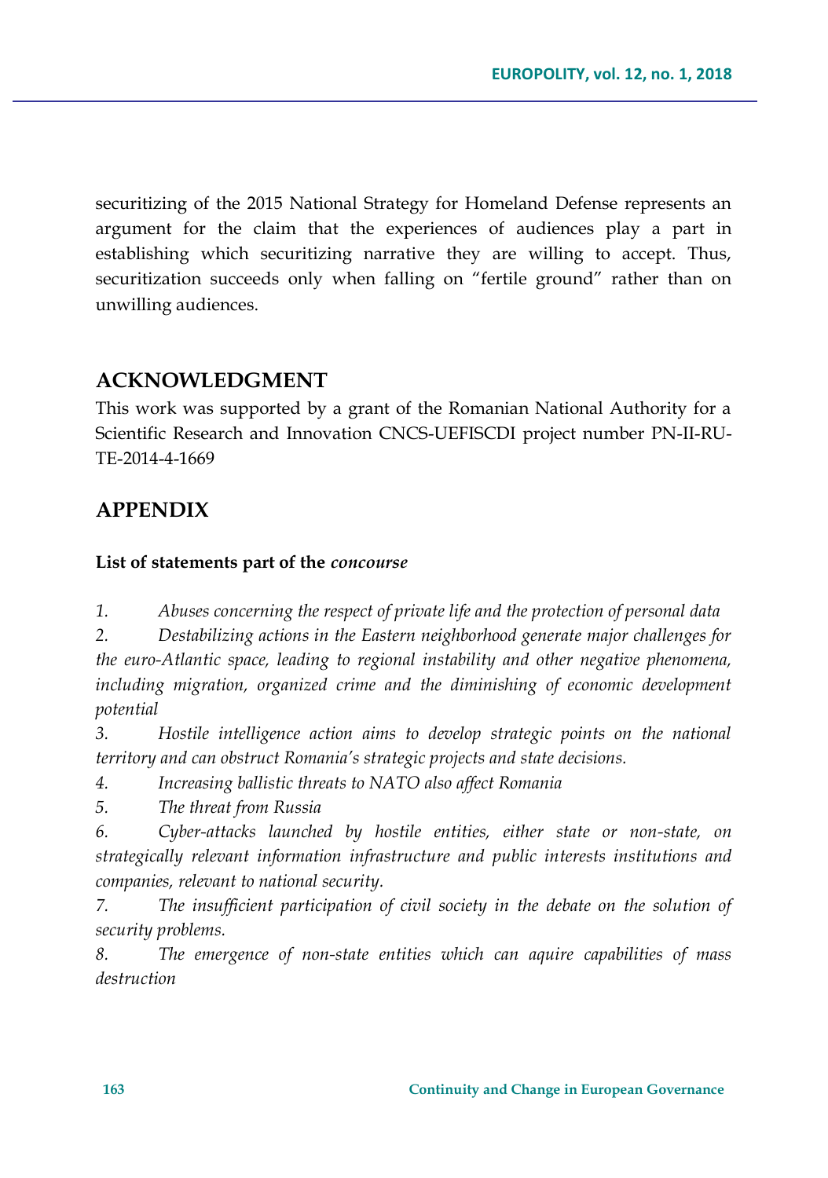securitizing of the 2015 National Strategy for Homeland Defense represents an argument for the claim that the experiences of audiences play a part in establishing which securitizing narrative they are willing to accept. Thus, securitization succeeds only when falling on "fertile ground" rather than on unwilling audiences.

## ACKNOWLEDGMENT

This work was supported by a grant of the Romanian National Authority for a Scientific Research and Innovation CNCS-UEFISCDI project number PN-II-RU-TE-2014-4-1669

## APPENDIX

**List of statements part of the *concourse***

1. *Abuses concerning the respect of private life and the protection of personal data*
2. *Destabilizing actions in the Eastern neighborhood generate major challenges for the euro-Atlantic space, leading to regional instability and other negative phenomena, including migration, organized crime and the diminishing of economic development potential*
3. *Hostile intelligence action aims to develop strategic points on the national territory and can obstruct Romania's strategic projects and state decisions.*
4. *Increasing ballistic threats to NATO also affect Romania*
5. *The threat from Russia*
6. *Cyber-attacks launched by hostile entities, either state or non-state, on strategically relevant information infrastructure and public interests institutions and companies, relevant to national security.*
7. *The insufficient participation of civil society in the debate on the solution of security problems.*
8. *The emergence of non-state entities which can aquire capabilities of mass destruction*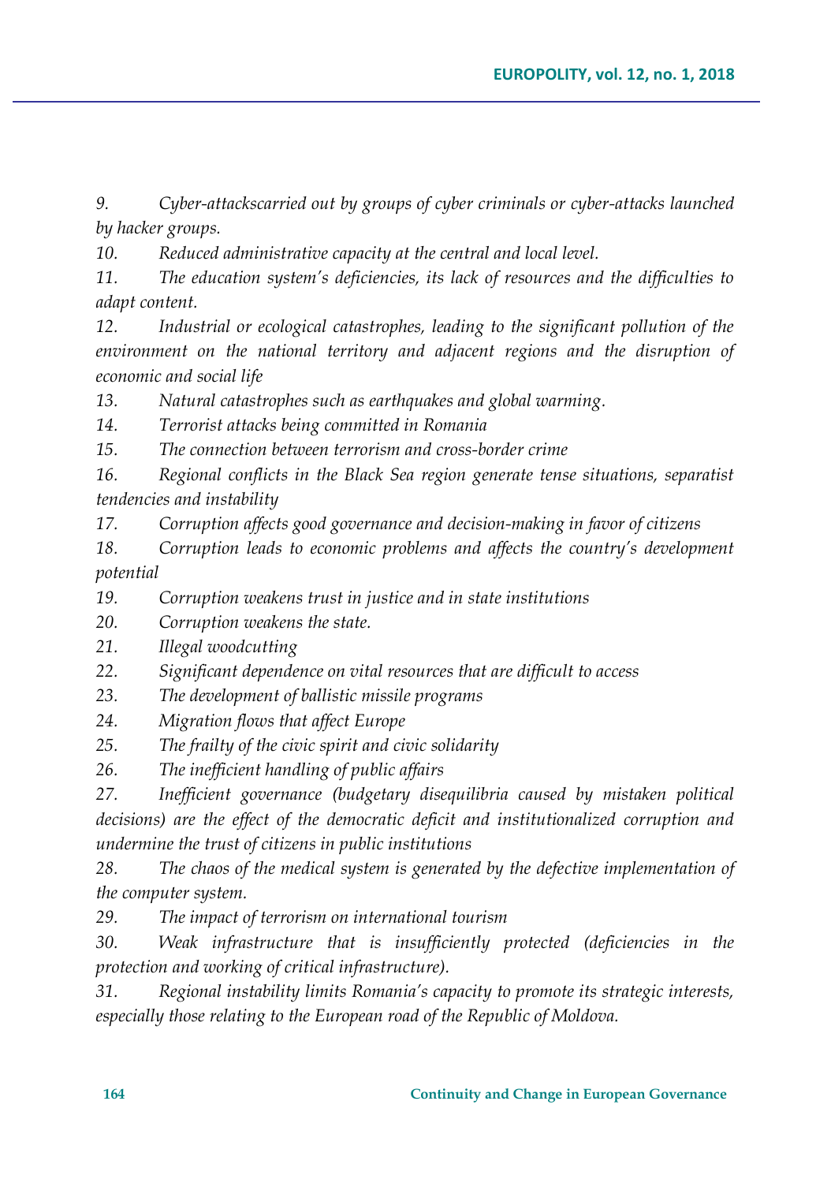*9. Cyber-attackscarried out by groups of cyber criminals or cyber-attacks launched by hacker groups.*

*10. Reduced administrative capacity at the central and local level.*

*11. The education system's deficiencies, its lack of resources and the difficulties to adapt content.*

*12. Industrial or ecological catastrophes, leading to the significant pollution of the environment on the national territory and adjacent regions and the disruption of economic and social life*

*13. Natural catastrophes such as earthquakes and global warming.*

*14. Terrorist attacks being committed in Romania*

*15. The connection between terrorism and cross-border crime*

*16. Regional conflicts in the Black Sea region generate tense situations, separatist tendencies and instability*

*17. Corruption affects good governance and decision-making in favor of citizens*

*18. Corruption leads to economic problems and affects the country's development potential*

*19. Corruption weakens trust in justice and in state institutions*

*20. Corruption weakens the state.*

*21. Illegal woodcutting*

*22. Significant dependence on vital resources that are difficult to access*

*23. The development of ballistic missile programs*

*24. Migration flows that affect Europe*

*25. The frailty of the civic spirit and civic solidarity*

*26. The inefficient handling of public affairs*

*27. Inefficient governance (budgetary disequilibria caused by mistaken political decisions) are the effect of the democratic deficit and institutionalized corruption and undermine the trust of citizens in public institutions*

*28. The chaos of the medical system is generated by the defective implementation of the computer system.*

*29. The impact of terrorism on international tourism*

*30. Weak infrastructure that is insufficiently protected (deficiencies in the protection and working of critical infrastructure).*

*31. Regional instability limits Romania's capacity to promote its strategic interests, especially those relating to the European road of the Republic of Moldova.*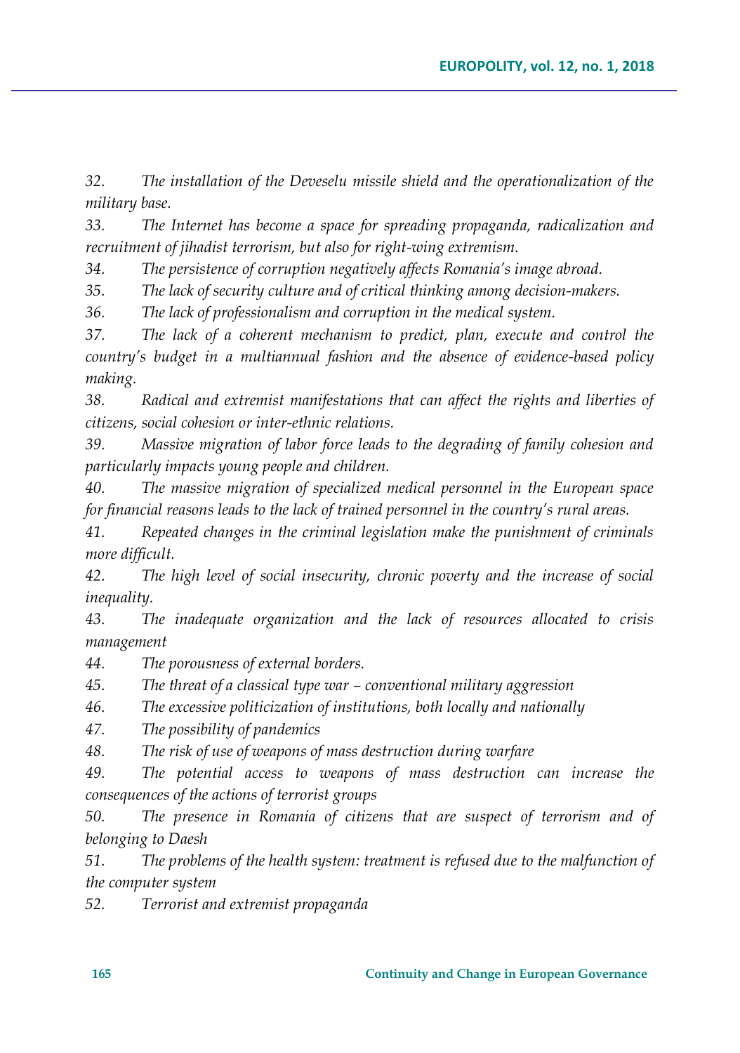32. *The installation of the Deveselu missile shield and the operationalization of the military base.*

33. *The Internet has become a space for spreading propaganda, radicalization and recruitment of jihadist terrorism, but also for right-wing extremism.*

34. *The persistence of corruption negatively affects Romania's image abroad.*

35. *The lack of security culture and of critical thinking among decision-makers.*

36. *The lack of professionalism and corruption in the medical system.*

37. *The lack of a coherent mechanism to predict, plan, execute and control the country's budget in a multiannual fashion and the absence of evidence-based policy making.*

38. *Radical and extremist manifestations that can affect the rights and liberties of citizens, social cohesion or inter-ethnic relations.*

39. *Massive migration of labor force leads to the degrading of family cohesion and particularly impacts young people and children.*

40. *The massive migration of specialized medical personnel in the European space for financial reasons leads to the lack of trained personnel in the country's rural areas.*

41. *Repeated changes in the criminal legislation make the punishment of criminals more difficult.*

42. *The high level of social insecurity, chronic poverty and the increase of social inequality.*

43. *The inadequate organization and the lack of resources allocated to crisis management*

44. *The porousness of external borders.*

45. *The threat of a classical type war – conventional military aggression*

46. *The excessive politicization of institutions, both locally and nationally*

47. *The possibility of pandemics*

48. *The risk of use of weapons of mass destruction during warfare*

49. *The potential access to weapons of mass destruction can increase the consequences of the actions of terrorist groups*

50. *The presence in Romania of citizens that are suspect of terrorism and of belonging to Daesh*

51. *The problems of the health system: treatment is refused due to the malfunction of the computer system*

52. *Terrorist and extremist propaganda*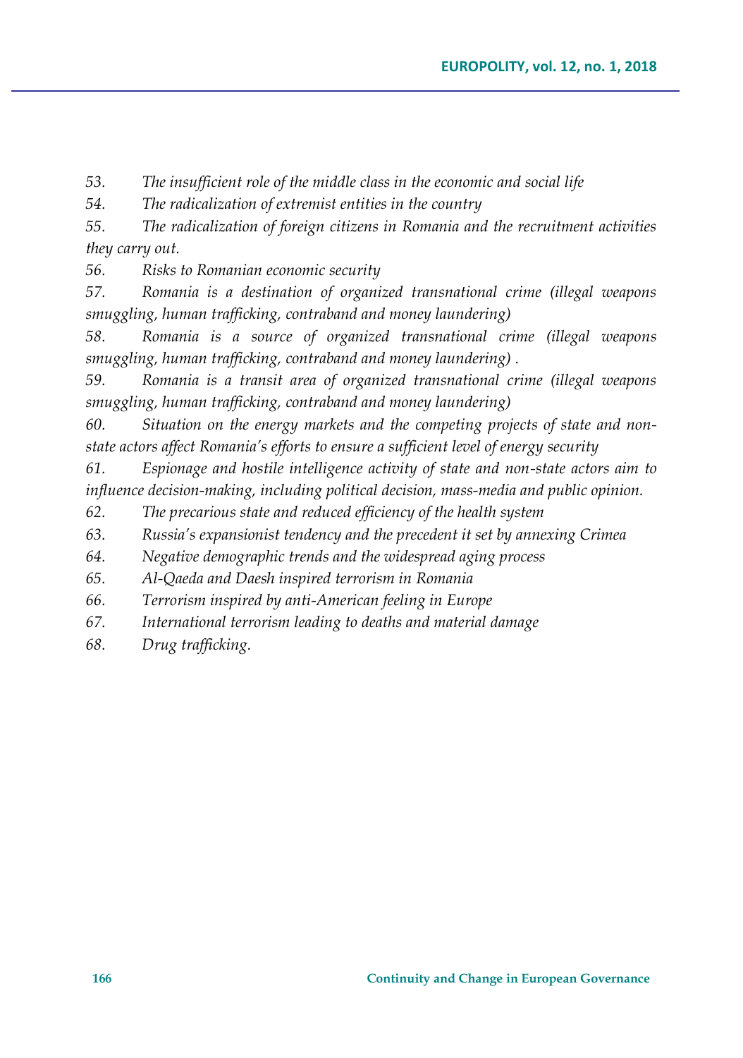*53. The insufficient role of the middle class in the economic and social life*

*54. The radicalization of extremist entities in the country*

*55. The radicalization of foreign citizens in Romania and the recruitment activities they carry out.*

*56. Risks to Romanian economic security*

*57. Romania is a destination of organized transnational crime (illegal weapons smuggling, human trafficking, contraband and money laundering)*

*58. Romania is a source of organized transnational crime (illegal weapons smuggling, human trafficking, contraband and money laundering) .*

*59. Romania is a transit area of organized transnational crime (illegal weapons smuggling, human trafficking, contraband and money laundering)*

*60. Situation on the energy markets and the competing projects of state and non-state actors affect Romania's efforts to ensure a sufficient level of energy security*

*61. Espionage and hostile intelligence activity of state and non-state actors aim to influence decision-making, including political decision, mass-media and public opinion.*

*62. The precarious state and reduced efficiency of the health system*

*63. Russia's expansionist tendency and the precedent it set by annexing Crimea*

*64. Negative demographic trends and the widespread aging process*

*65. Al-Qaeda and Daesh inspired terrorism in Romania*

*66. Terrorism inspired by anti-American feeling in Europe*

*67. International terrorism leading to deaths and material damage*

*68. Drug trafficking.*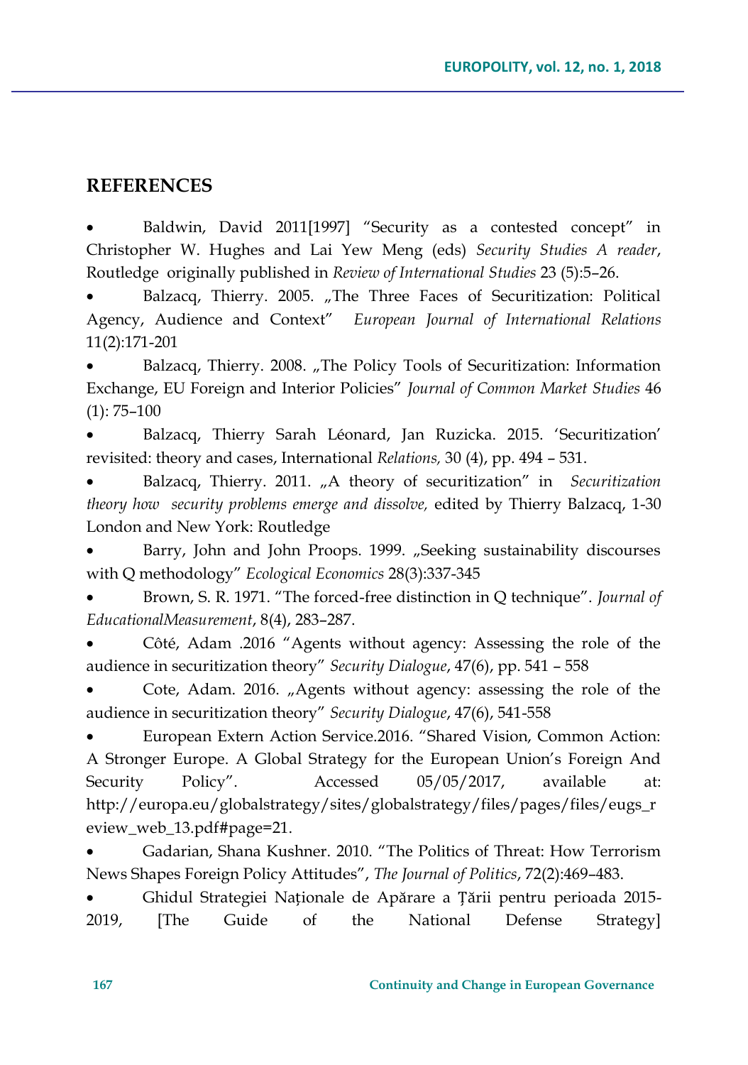## REFERENCES

- Baldwin, David 2011[1997] "Security as a contested concept" in Christopher W. Hughes and Lai Yew Meng (eds) *Security Studies A reader*, Routledge originally published in *Review of International Studies* 23 (5):5–26.
- Balzacq, Thierry. 2005. „The Three Faces of Securitization: Political Agency, Audience and Context" *European Journal of International Relations* 11(2):171-201
- Balzacq, Thierry. 2008. „The Policy Tools of Securitization: Information Exchange, EU Foreign and Interior Policies" *Journal of Common Market Studies* 46 (1): 75–100
- Balzacq, Thierry Sarah Léonard, Jan Ruzicka. 2015. 'Securitization' revisited: theory and cases, International *Relations,* 30 (4), pp. 494 – 531.
- Balzacq, Thierry. 2011. „A theory of securitization" in *Securitization theory how security problems emerge and dissolve,* edited by Thierry Balzacq, 1-30 London and New York: Routledge
- Barry, John and John Proops. 1999. „Seeking sustainability discourses with Q methodology" *Ecological Economics* 28(3):337-345
- Brown, S. R. 1971. "The forced-free distinction in Q technique". *Journal of EducationalMeasurement*, 8(4), 283–287.
- Côté, Adam .2016 "Agents without agency: Assessing the role of the audience in securitization theory" *Security Dialogue*, 47(6), pp. 541 – 558
- Cote, Adam. 2016. „Agents without agency: assessing the role of the audience in securitization theory" *Security Dialogue*, 47(6), 541-558
- European Extern Action Service.2016. "Shared Vision, Common Action: A Stronger Europe. A Global Strategy for the European Union's Foreign And Security Policy". Accessed 05/05/2017, available at: http://europa.eu/globalstrategy/sites/globalstrategy/files/pages/files/eugs_review_web_13.pdf#page=21.
- Gadarian, Shana Kushner. 2010. "The Politics of Threat: How Terrorism News Shapes Foreign Policy Attitudes", *The Journal of Politics*, 72(2):469–483.
- Ghidul Strategiei Naționale de Apărare a Țării pentru perioada 2015-2019, [The Guide of the National Defense Strategy]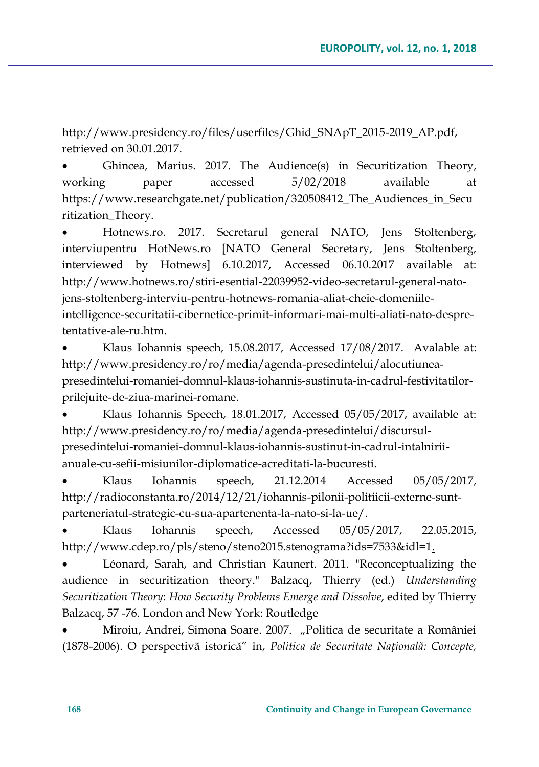http://www.presidency.ro/files/userfiles/Ghid_SNApT_2015-2019_AP.pdf, retrieved on 30.01.2017.

- Ghincea, Marius. 2017. The Audience(s) in Securitization Theory, working paper accessed 5/02/2018 available at https://www.researchgate.net/publication/320508412_The_Audiences_in_Securitization_Theory.
- Hotnews.ro. 2017. Secretarul general NATO, Jens Stoltenberg, interviupentru HotNews.ro [NATO General Secretary, Jens Stoltenberg, interviewed by Hotnews] 6.10.2017, Accessed 06.10.2017 available at: http://www.hotnews.ro/stiri-esential-22039952-video-secretarul-general-nato-jens-stoltenberg-interviu-pentru-hotnews-romania-aliat-cheie-domeniile-intelligence-securitatii-cibernetice-primit-informari-mai-multi-aliati-nato-despre-tentative-ale-ru.htm.
- Klaus Iohannis speech, 15.08.2017, Accessed 17/08/2017. Avalable at: http://www.presidency.ro/ro/media/agenda-presedintelui/alocutiunea-presedintelui-romaniei-domnul-klaus-iohannis-sustinuta-in-cadrul-festivitatilor-prilejuite-de-ziua-marinei-romane.
- Klaus Iohannis Speech, 18.01.2017, Accessed 05/05/2017, available at: http://www.presidency.ro/ro/media/agenda-presedintelui/discursul-presedintelui-romaniei-domnul-klaus-iohannis-sustinut-in-cadrul-intalnirii-anuale-cu-sefii-misiunilor-diplomatice-acreditati-la-bucuresti.
- Klaus Iohannis speech, 21.12.2014 Accessed 05/05/2017, http://radioconstanta.ro/2014/12/21/iohannis-pilonii-politiicii-externe-sunt-parteneriatul-strategic-cu-sua-apartenenta-la-nato-si-la-ue/.
- Klaus Iohannis speech, Accessed 05/05/2017, 22.05.2015, http://www.cdep.ro/pls/steno/steno2015.stenograma?ids=7533&idl=1.
- Léonard, Sarah, and Christian Kaunert. 2011. "Reconceptualizing the audience in securitization theory." Balzacq, Thierry (ed.) *Understanding Securitization Theory*: *How Security Problems Emerge and Dissolve*, edited by Thierry Balzacq, 57 -76. London and New York: Routledge
- Miroiu, Andrei, Simona Soare. 2007. „Politica de securitate a României (1878-2006). O perspectivã istoricã" în, *Politica de Securitate Naţională: Concepte,*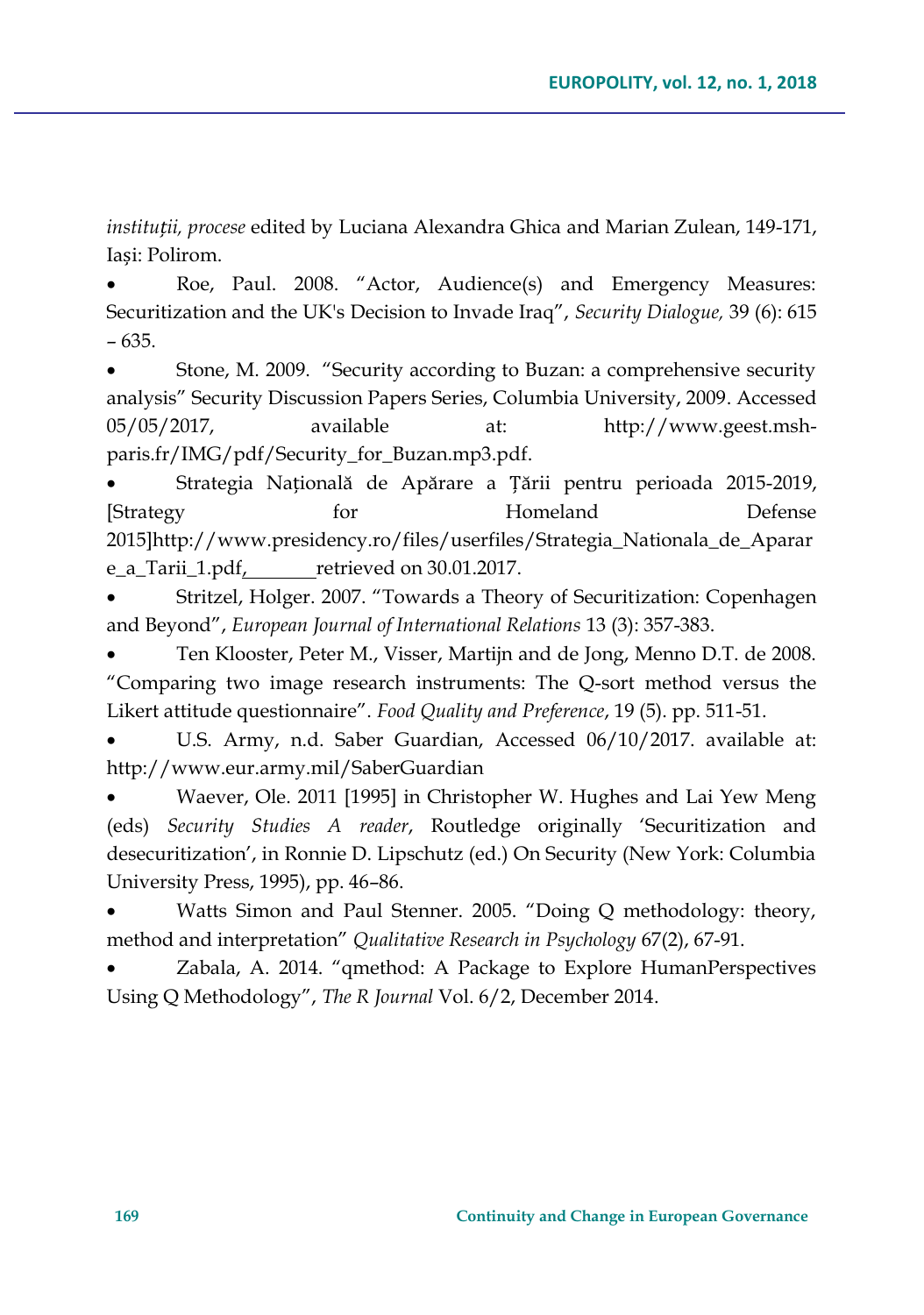*instituții, procese* edited by Luciana Alexandra Ghica and Marian Zulean, 149-171, Iași: Polirom.

- Roe, Paul. 2008. "Actor, Audience(s) and Emergency Measures: Securitization and the UK's Decision to Invade Iraq", *Security Dialogue,* 39 (6): 615 – 635.
- Stone, M. 2009. "Security according to Buzan: a comprehensive security analysis" Security Discussion Papers Series, Columbia University, 2009. Accessed 05/05/2017, available at: http://www.geest.msh-paris.fr/IMG/pdf/Security_for_Buzan.mp3.pdf.
- Strategia Națională de Apărare a Țării pentru perioada 2015-2019, [Strategy for Homeland Defense 2015]http://www.presidency.ro/files/userfiles/Strategia_Nationala_de_Aparare_a_Tarii_1.pdf, retrieved on 30.01.2017.
- Stritzel, Holger. 2007. "Towards a Theory of Securitization: Copenhagen and Beyond", *European Journal of International Relations* 13 (3): 357-383.
- Ten Klooster, Peter M., Visser, Martijn and de Jong, Menno D.T. de 2008. "Comparing two image research instruments: The Q-sort method versus the Likert attitude questionnaire". *Food Quality and Preference*, 19 (5). pp. 511-51.
- U.S. Army, n.d. Saber Guardian, Accessed 06/10/2017. available at: http://www.eur.army.mil/SaberGuardian
- Waever, Ole. 2011 [1995] in Christopher W. Hughes and Lai Yew Meng (eds) *Security Studies A reader*, Routledge originally 'Securitization and desecuritization', in Ronnie D. Lipschutz (ed.) On Security (New York: Columbia University Press, 1995), pp. 46–86.
- Watts Simon and Paul Stenner. 2005. "Doing Q methodology: theory, method and interpretation" *Qualitative Research in Psychology* 67(2), 67-91.
- Zabala, A. 2014. "qmethod: A Package to Explore HumanPerspectives Using Q Methodology", *The R Journal* Vol. 6/2, December 2014.